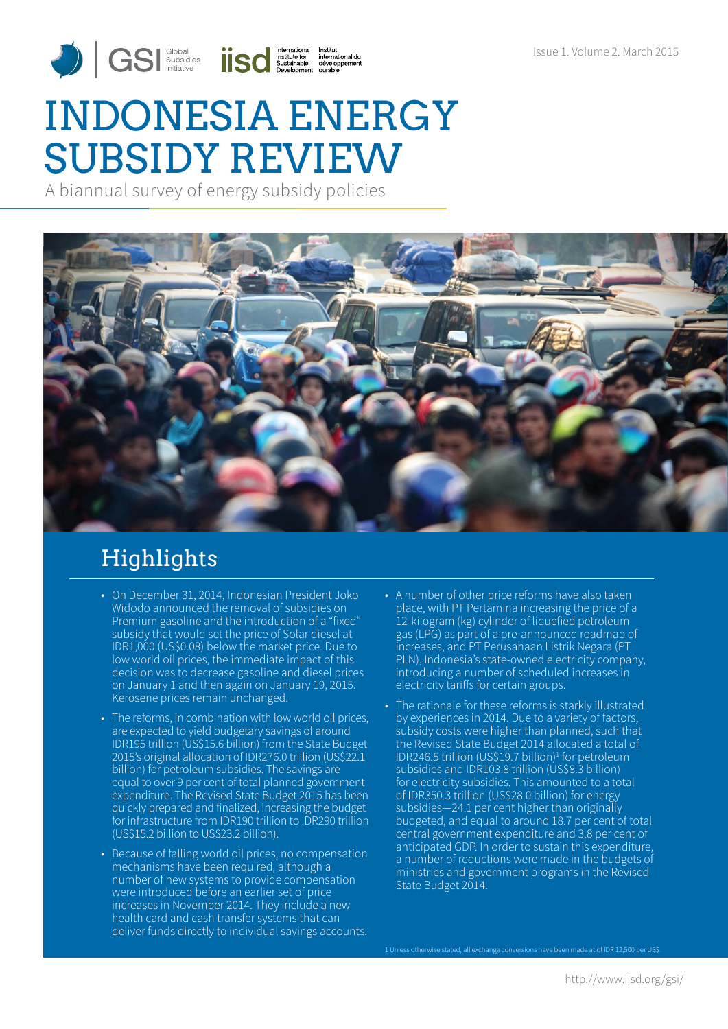Issue 1. Volume 2. March 2015

# INDONESIA ENERGY SUBSIDY REVIEW

A biannual survey of energy subsidy policies

## Highlights

- On December 31, 2014, Indonesian President Joko Widodo announced the removal of subsidies on Premium gasoline and the introduction of a "fixed" subsidy that would set the price of Solar diesel at IDR1,000 (US$0.08) below the market price. Due to low world oil prices, the immediate impact of this decision was to decrease gasoline and diesel prices on January 1 and then again on January 19, 2015. Kerosene prices remain unchanged.
- The reforms, in combination with low world oil prices, are expected to yield budgetary savings of around IDR195 trillion (US$15.6 billion) from the State Budget 2015's original allocation of IDR276.0 trillion (US$22.1 billion) for petroleum subsidies. The savings are equal to over 9 per cent of total planned government expenditure. The Revised State Budget 2015 has been quickly prepared and finalized, increasing the budget for infrastructure from IDR190 trillion to IDR290 trillion (US$15.2 billion to US$23.2 billion).
- Because of falling world oil prices, no compensation mechanisms have been required, although a number of new systems to provide compensation were introduced before an earlier set of price increases in November 2014. They include a new health card and cash transfer systems that can deliver funds directly to individual savings accounts.
- A number of other price reforms have also taken place, with PT Pertamina increasing the price of a 12-kilogram (kg) cylinder of liquefied petroleum gas (LPG) as part of a pre-announced roadmap of increases, and PT Perusahaan Listrik Negara (PT PLN), Indonesia's state-owned electricity company, introducing a number of scheduled increases in electricity tariffs for certain groups.
- The rationale for these reforms is starkly illustrated by experiences in 2014. Due to a variety of factors, subsidy costs were higher than planned, such that the Revised State Budget 2014 allocated a total of IDR246.5 trillion (US$19.7 billion)[1] for petroleum subsidies and IDR103.8 trillion (US$8.3 billion) for electricity subsidies. This amounted to a total of IDR350.3 trillion (US$28.0 billion) for energy subsidies—24.1 per cent higher than originally budgeted, and equal to around 18.7 per cent of total central government expenditure and 3.8 per cent of anticipated GDP. In order to sustain this expenditure, a number of reductions were made in the budgets of ministries and government programs in the Revised State Budget 2014.

[1] Unless otherwise stated, all exchange conversions have been made at of IDR 12,500 per US$.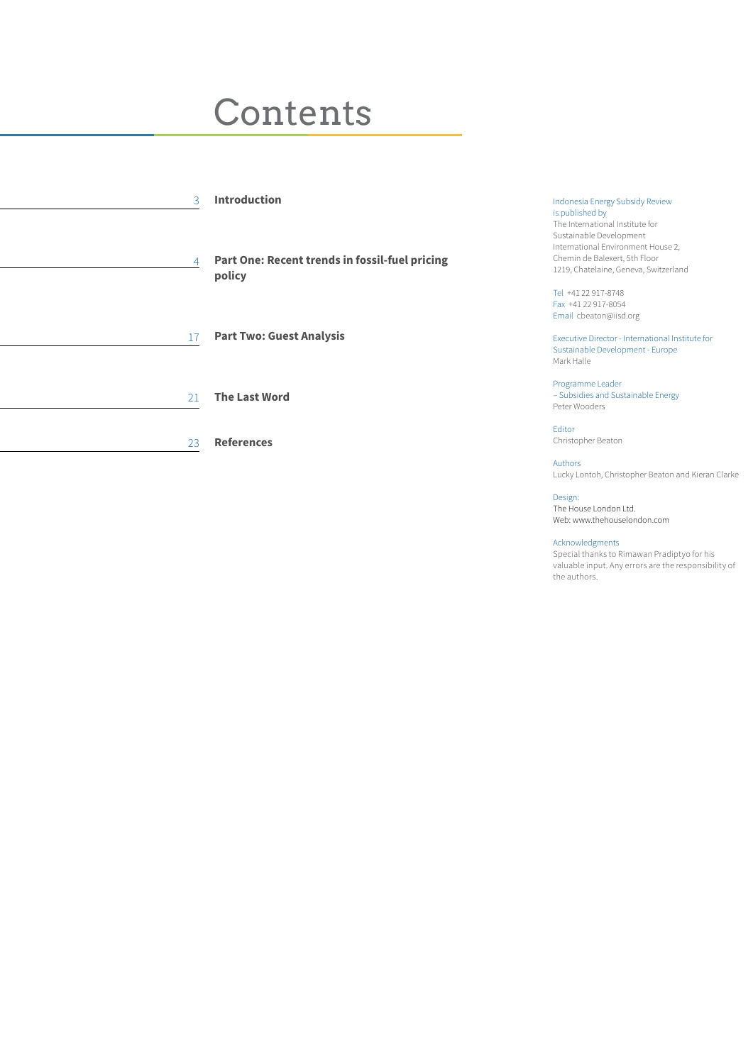# Contents

3 **Introduction**

4 **Part One: Recent trends in fossil-fuel pricing policy**

17 **Part Two: Guest Analysis**

21 **The Last Word**

23 **References**

Indonesia Energy Subsidy Review is published by
The International Institute for Sustainable Development
International Environment House 2,
Chemin de Balexert, 5th Floor
1219, Chatelaine, Geneva, Switzerland

Tel +41 22 917-8748
Fax +41 22 917-8054
Email cbeaton@iisd.org

Executive Director - International Institute for Sustainable Development - Europe
Mark Halle

Programme Leader – Subsidies and Sustainable Energy
Peter Wooders

Editor
Christopher Beaton

Authors
Lucky Lontoh, Christopher Beaton and Kieran Clarke

Design:
The House London Ltd.
Web: www.thehouselondon.com

Acknowledgments
Special thanks to Rimawan Pradiptyo for his valuable input. Any errors are the responsibility of the authors.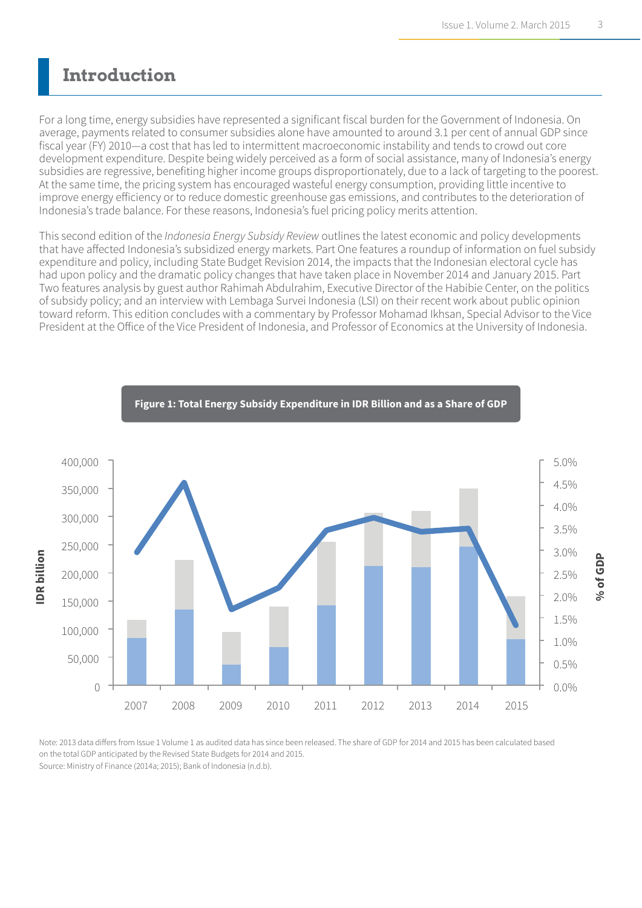# Introduction

For a long time, energy subsidies have represented a significant fiscal burden for the Government of Indonesia. On average, payments related to consumer subsidies alone have amounted to around 3.1 per cent of annual GDP since fiscal year (FY) 2010—a cost that has led to intermittent macroeconomic instability and tends to crowd out core development expenditure. Despite being widely perceived as a form of social assistance, many of Indonesia's energy subsidies are regressive, benefiting higher income groups disproportionately, due to a lack of targeting to the poorest. At the same time, the pricing system has encouraged wasteful energy consumption, providing little incentive to improve energy efficiency or to reduce domestic greenhouse gas emissions, and contributes to the deterioration of Indonesia's trade balance. For these reasons, Indonesia's fuel pricing policy merits attention.

This second edition of the *Indonesia Energy Subsidy Review* outlines the latest economic and policy developments that have affected Indonesia's subsidized energy markets. Part One features a roundup of information on fuel subsidy expenditure and policy, including State Budget Revision 2014, the impacts that the Indonesian electoral cycle has had upon policy and the dramatic policy changes that have taken place in November 2014 and January 2015. Part Two features analysis by guest author Rahimah Abdulrahim, Executive Director of the Habibie Center, on the politics of subsidy policy; and an interview with Lembaga Survei Indonesia (LSI) on their recent work about public opinion toward reform. This edition concludes with a commentary by Professor Mohamad Ikhsan, Special Advisor to the Vice President at the Office of the Vice President of Indonesia, and Professor of Economics at the University of Indonesia.

**Figure 1: Total Energy Subsidy Expenditure in IDR Billion and as a Share of GDP**

Note: 2013 data differs from Issue 1 Volume 1 as audited data has since been released. The share of GDP for 2014 and 2015 has been calculated based on the total GDP anticipated by the Revised State Budgets for 2014 and 2015.

Source: Ministry of Finance (2014a; 2015); Bank of Indonesia (n.d.b).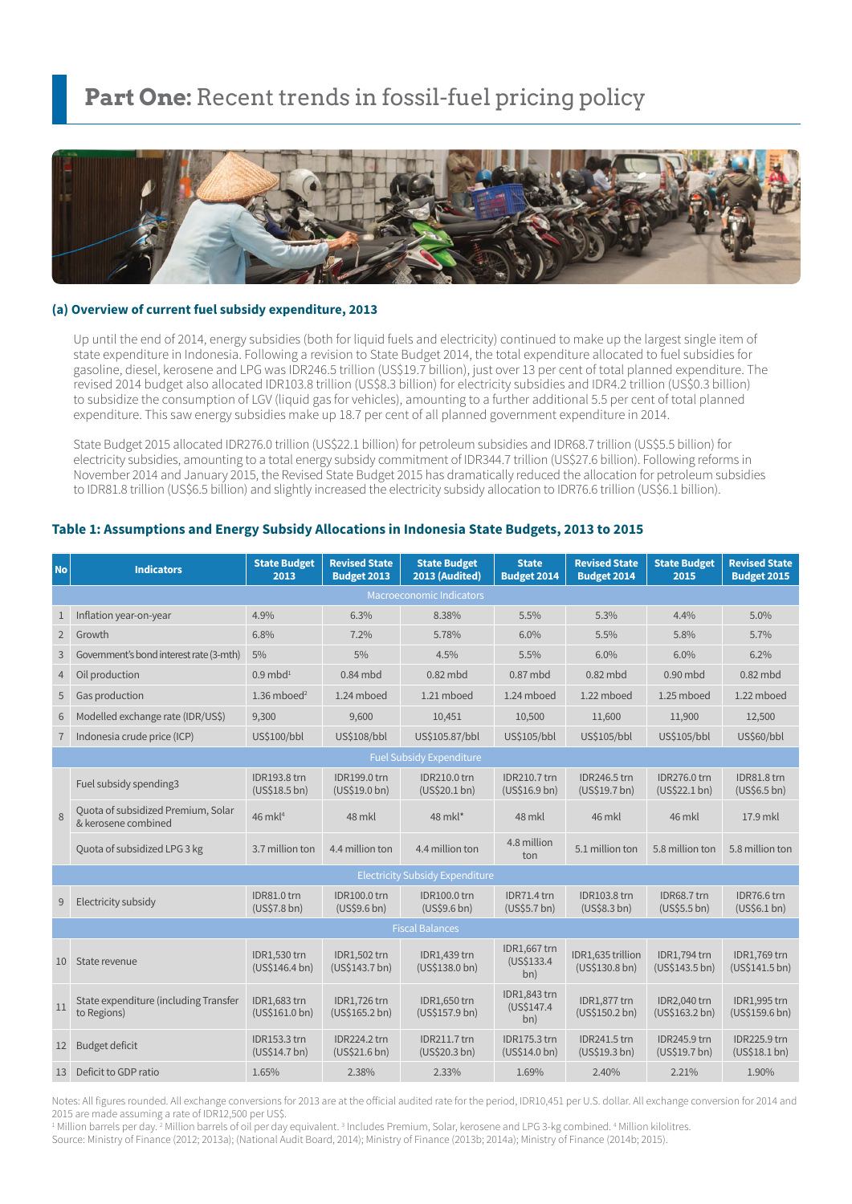# **Part One:** Recent trends in fossil-fuel pricing policy

### (a) Overview of current fuel subsidy expenditure, 2013

Up until the end of 2014, energy subsidies (both for liquid fuels and electricity) continued to make up the largest single item of state expenditure in Indonesia. Following a revision to State Budget 2014, the total expenditure allocated to fuel subsidies for gasoline, diesel, kerosene and LPG was IDR246.5 trillion (US$19.7 billion), just over 13 per cent of total planned expenditure. The revised 2014 budget also allocated IDR103.8 trillion (US$8.3 billion) for electricity subsidies and IDR4.2 trillion (US$0.3 billion) to subsidize the consumption of LGV (liquid gas for vehicles), amounting to a further additional 5.5 per cent of total planned expenditure. This saw energy subsidies make up 18.7 per cent of all planned government expenditure in 2014.

State Budget 2015 allocated IDR276.0 trillion (US$22.1 billion) for petroleum subsidies and IDR68.7 trillion (US$5.5 billion) for electricity subsidies, amounting to a total energy subsidy commitment of IDR344.7 trillion (US$27.6 billion). Following reforms in November 2014 and January 2015, the Revised State Budget 2015 has dramatically reduced the allocation for petroleum subsidies to IDR81.8 trillion (US$6.5 billion) and slightly increased the electricity subsidy allocation to IDR76.6 trillion (US$6.1 billion).

### Table 1: Assumptions and Energy Subsidy Allocations in Indonesia State Budgets, 2013 to 2015

| No | Indicators | State Budget 2013 | Revised State Budget 2013 | State Budget 2013 (Audited) | State Budget 2014 | Revised State Budget 2014 | State Budget 2015 | Revised State Budget 2015 |
|---|---|---|---|---|---|---|---|---|
| | **Macroeconomic Indicators** | | | | | | | |
| 1 | Inflation year-on-year | 4.9% | 6.3% | 8.38% | 5.5% | 5.3% | 4.4% | 5.0% |
| 2 | Growth | 6.8% | 7.2% | 5.78% | 6.0% | 5.5% | 5.8% | 5.7% |
| 3 | Government's bond interest rate (3-mth) | 5% | 5% | 4.5% | 5.5% | 6.0% | 6.0% | 6.2% |
| 4 | Oil production | 0.9 mbd[1] | 0.84 mbd | 0.82 mbd | 0.87 mbd | 0.82 mbd | 0.90 mbd | 0.82 mbd |
| 5 | Gas production | 1.36 mboed[2] | 1.24 mboed | 1.21 mboed | 1.24 mboed | 1.22 mboed | 1.25 mboed | 1.22 mboed |
| 6 | Modelled exchange rate (IDR/US$) | 9,300 | 9,600 | 10,451 | 10,500 | 11,600 | 11,900 | 12,500 |
| 7 | Indonesia crude price (ICP) | US$100/bbl | US$108/bbl | US$105.87/bbl | US$105/bbl | US$105/bbl | US$105/bbl | US$60/bbl |
| | **Fuel Subsidy Expenditure** | | | | | | | |
| 8 | Fuel subsidy spending3 | IDR193.8 trn (US$18.5 bn) | IDR199.0 trn (US$19.0 bn) | IDR210.0 trn (US$20.1 bn) | IDR210.7 trn (US$16.9 bn) | IDR246.5 trn (US$19.7 bn) | IDR276.0 trn (US$22.1 bn) | IDR81.8 trn (US$6.5 bn) |
| 8 | Quota of subsidized Premium, Solar & kerosene combined | 46 mkl[4] | 48 mkl | 48 mkl* | 48 mkl | 46 mkl | 46 mkl | 17.9 mkl |
| 8 | Quota of subsidized LPG 3 kg | 3.7 million ton | 4.4 million ton | 4.4 million ton | 4.8 million ton | 5.1 million ton | 5.8 million ton | 5.8 million ton |
| | **Electricity Subsidy Expenditure** | | | | | | | |
| 9 | Electricity subsidy | IDR81.0 trn (US$7.8 bn) | IDR100.0 trn (US$9.6 bn) | IDR100.0 trn (US$9.6 bn) | IDR71.4 trn (US$5.7 bn) | IDR103.8 trn (US$8.3 bn) | IDR68.7 trn (US$5.5 bn) | IDR76.6 trn (US$6.1 bn) |
| | **Fiscal Balances** | | | | | | | |
| 10 | State revenue | IDR1,530 trn (US$146.4 bn) | IDR1,502 trn (US$143.7 bn) | IDR1,439 trn (US$138.0 bn) | IDR1,667 trn (US$133.4 bn) | IDR1,635 trillion (US$130.8 bn) | IDR1,794 trn (US$143.5 bn) | IDR1,769 trn (US$141.5 bn) |
| 11 | State expenditure (including Transfer to Regions) | IDR1,683 trn (US$161.0 bn) | IDR1,726 trn (US$165.2 bn) | IDR1,650 trn (US$157.9 bn) | IDR1,843 trn (US$147.4 bn) | IDR1,877 trn (US$150.2 bn) | IDR2,040 trn (US$163.2 bn) | IDR1,995 trn (US$159.6 bn) |
| 12 | Budget deficit | IDR153.3 trn (US$14.7 bn) | IDR224.2 trn (US$21.6 bn) | IDR211.7 trn (US$20.3 bn) | IDR175.3 trn (US$14.0 bn) | IDR241.5 trn (US$19.3 bn) | IDR245.9 trn (US$19.7 bn) | IDR225.9 trn (US$18.1 bn) |
| 13 | Deficit to GDP ratio | 1.65% | 2.38% | 2.33% | 1.69% | 2.40% | 2.21% | 1.90% |

Notes: All figures rounded. All exchange conversions for 2013 are at the official audited rate for the period, IDR10,451 per U.S. dollar. All exchange conversion for 2014 and 2015 are made assuming a rate of IDR12,500 per US$.

[1] Million barrels per day. [2] Million barrels of oil per day equivalent. [3] Includes Premium, Solar, kerosene and LPG 3-kg combined. [4] Million kilolitres.

Source: Ministry of Finance (2012; 2013a); (National Audit Board, 2014); Ministry of Finance (2013b; 2014a); Ministry of Finance (2014b; 2015).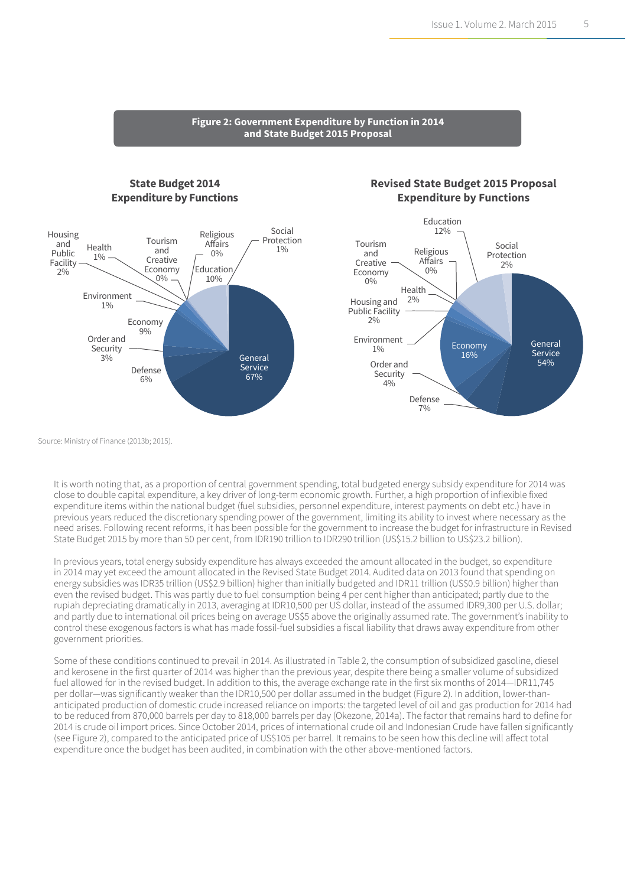**Figure 2: Government Expenditure by Function in 2014 and State Budget 2015 Proposal**

**State Budget 2014 Expenditure by Functions**

| Function | Share |
| --- | --- |
| General Service | 67% |
| Education | 10% |
| Economy | 9% |
| Defense | 6% |
| Order and Security | 3% |
| Housing and Public Facility | 2% |
| Health | 1% |
| Environment | 1% |
| Social Protection | 1% |
| Tourism and Creative Economy | 0% |
| Religious Affairs | 0% |

**Revised State Budget 2015 Proposal Expenditure by Functions**

| Function | Share |
| --- | --- |
| General Service | 54% |
| Economy | 16% |
| Education | 12% |
| Defense | 7% |
| Order and Security | 4% |
| Social Protection | 2% |
| Health | 2% |
| Housing and Public Facility | 2% |
| Environment | 1% |
| Tourism and Creative Economy | 0% |
| Religious Affairs | 0% |

Source: Ministry of Finance (2013b; 2015).

It is worth noting that, as a proportion of central government spending, total budgeted energy subsidy expenditure for 2014 was close to double capital expenditure, a key driver of long-term economic growth. Further, a high proportion of inflexible fixed expenditure items within the national budget (fuel subsidies, personnel expenditure, interest payments on debt etc.) have in previous years reduced the discretionary spending power of the government, limiting its ability to invest where necessary as the need arises. Following recent reforms, it has been possible for the government to increase the budget for infrastructure in Revised State Budget 2015 by more than 50 per cent, from IDR190 trillion to IDR290 trillion (US$15.2 billion to US$23.2 billion).

In previous years, total energy subsidy expenditure has always exceeded the amount allocated in the budget, so expenditure in 2014 may yet exceed the amount allocated in the Revised State Budget 2014. Audited data on 2013 found that spending on energy subsidies was IDR35 trillion (US$2.9 billion) higher than initially budgeted and IDR11 trillion (US$0.9 billion) higher than even the revised budget. This was partly due to fuel consumption being 4 per cent higher than anticipated; partly due to the rupiah depreciating dramatically in 2013, averaging at IDR10,500 per US dollar, instead of the assumed IDR9,300 per U.S. dollar; and partly due to international oil prices being on average US$5 above the originally assumed rate. The government's inability to control these exogenous factors is what has made fossil-fuel subsidies a fiscal liability that draws away expenditure from other government priorities.

Some of these conditions continued to prevail in 2014. As illustrated in Table 2, the consumption of subsidized gasoline, diesel and kerosene in the first quarter of 2014 was higher than the previous year, despite there being a smaller volume of subsidized fuel allowed for in the revised budget. In addition to this, the average exchange rate in the first six months of 2014—IDR11,745 per dollar—was significantly weaker than the IDR10,500 per dollar assumed in the budget (Figure 2). In addition, lower-than-anticipated production of domestic crude increased reliance on imports: the targeted level of oil and gas production for 2014 had to be reduced from 870,000 barrels per day to 818,000 barrels per day (Okezone, 2014a). The factor that remains hard to define for 2014 is crude oil import prices. Since October 2014, prices of international crude oil and Indonesian Crude have fallen significantly (see Figure 2), compared to the anticipated price of US$105 per barrel. It remains to be seen how this decline will affect total expenditure once the budget has been audited, in combination with the other above-mentioned factors.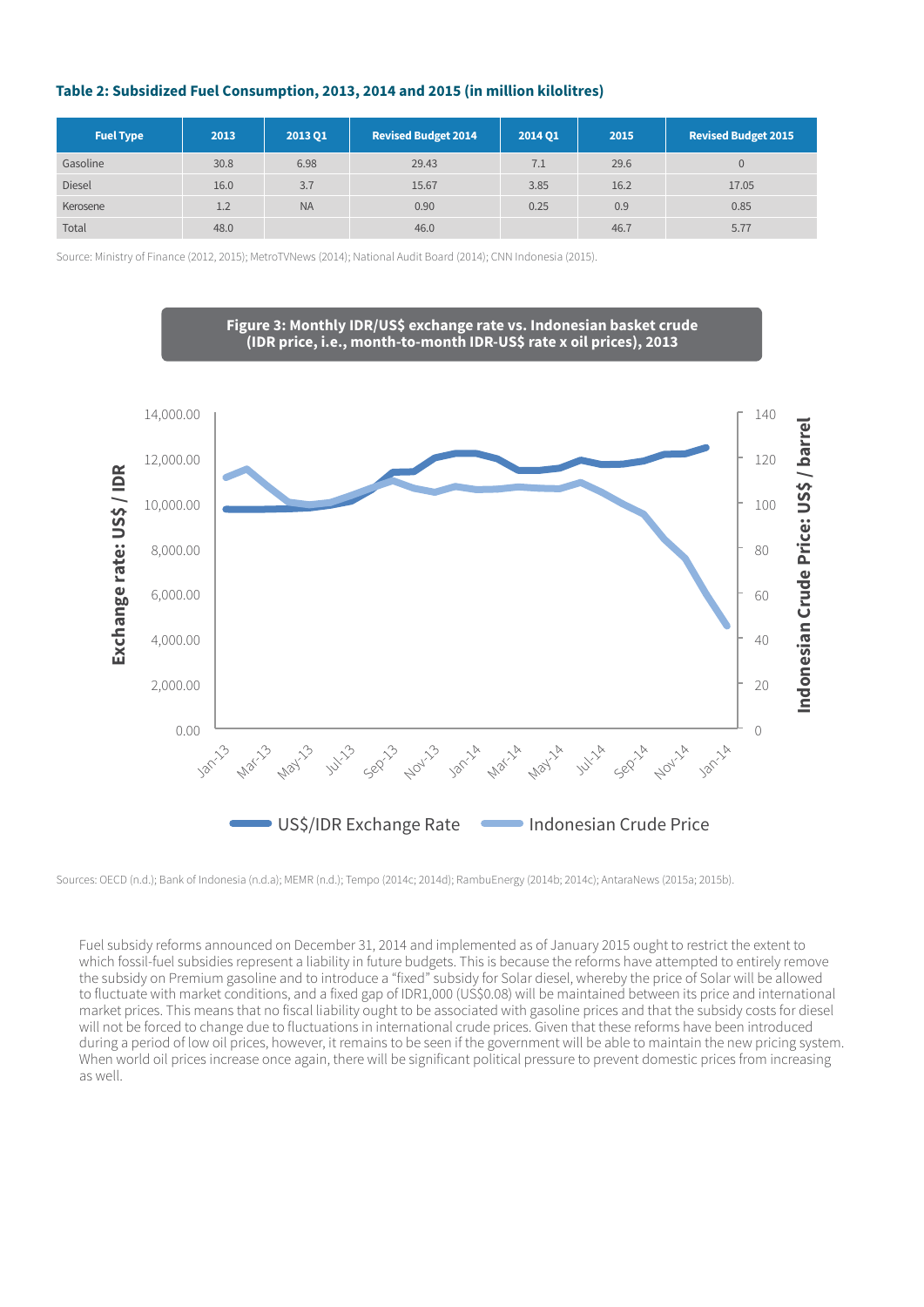**Table 2: Subsidized Fuel Consumption, 2013, 2014 and 2015 (in million kilolitres)**

| Fuel Type | 2013 | 2013 Q1 | Revised Budget 2014 | 2014 Q1 | 2015 | Revised Budget 2015 |
|---|---|---|---|---|---|---|
| Gasoline | 30.8 | 6.98 | 29.43 | 7.1 | 29.6 | 0 |
| Diesel | 16.0 | 3.7 | 15.67 | 3.85 | 16.2 | 17.05 |
| Kerosene | 1.2 | NA | 0.90 | 0.25 | 0.9 | 0.85 |
| Total | 48.0 | | 46.0 | | 46.7 | 5.77 |

Source: Ministry of Finance (2012, 2015); MetroTVNews (2014); National Audit Board (2014); CNN Indonesia (2015).

**Figure 3: Monthly IDR/US$ exchange rate vs. Indonesian basket crude (IDR price, i.e., month-to-month IDR-US$ rate x oil prices), 2013**

Sources: OECD (n.d.); Bank of Indonesia (n.d.a); MEMR (n.d.); Tempo (2014c; 2014d); RambuEnergy (2014b; 2014c); AntaraNews (2015a; 2015b).

Fuel subsidy reforms announced on December 31, 2014 and implemented as of January 2015 ought to restrict the extent to which fossil-fuel subsidies represent a liability in future budgets. This is because the reforms have attempted to entirely remove the subsidy on Premium gasoline and to introduce a "fixed" subsidy for Solar diesel, whereby the price of Solar will be allowed to fluctuate with market conditions, and a fixed gap of IDR1,000 (US$0.08) will be maintained between its price and international market prices. This means that no fiscal liability ought to be associated with gasoline prices and that the subsidy costs for diesel will not be forced to change due to fluctuations in international crude prices. Given that these reforms have been introduced during a period of low oil prices, however, it remains to be seen if the government will be able to maintain the new pricing system. When world oil prices increase once again, there will be significant political pressure to prevent domestic prices from increasing as well.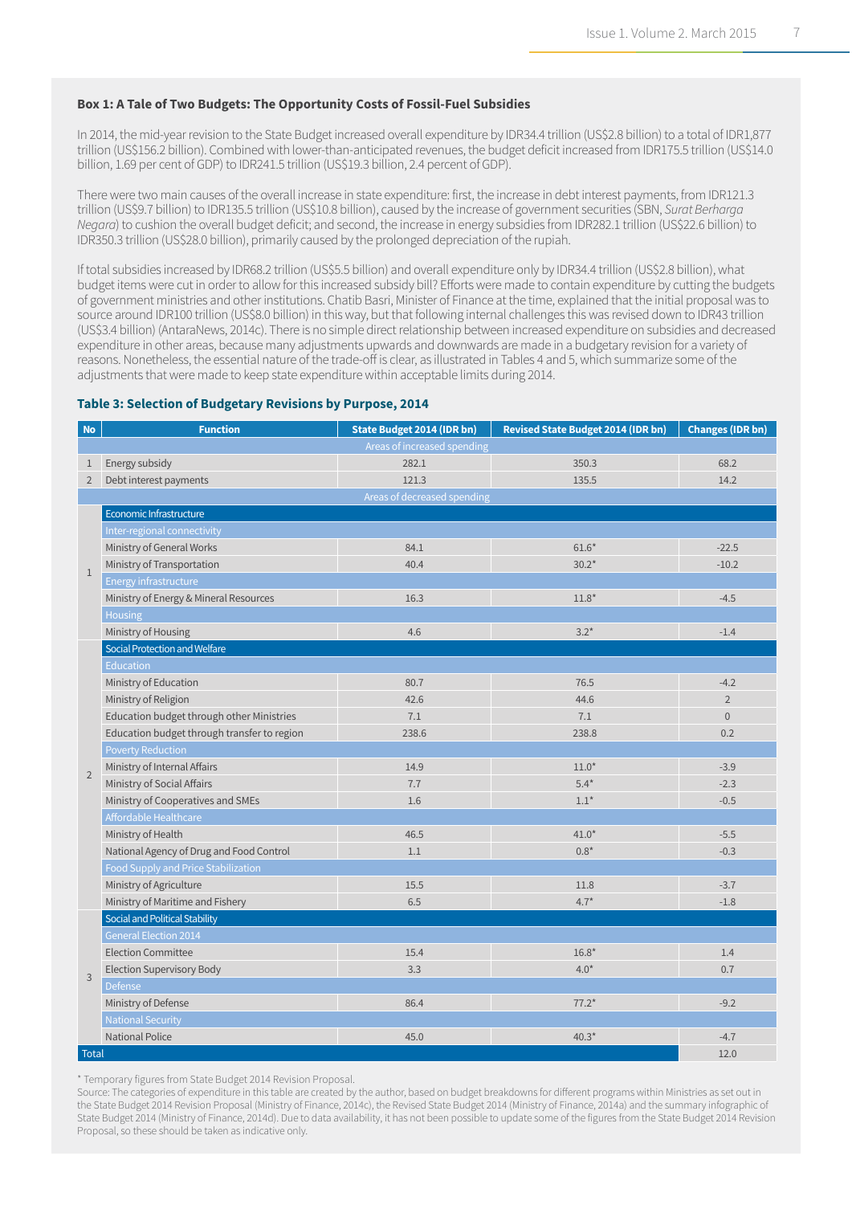**Box 1: A Tale of Two Budgets: The Opportunity Costs of Fossil-Fuel Subsidies**

In 2014, the mid-year revision to the State Budget increased overall expenditure by IDR34.4 trillion (US$2.8 billion) to a total of IDR1,877 trillion (US$156.2 billion). Combined with lower-than-anticipated revenues, the budget deficit increased from IDR175.5 trillion (US$14.0 billion, 1.69 per cent of GDP) to IDR241.5 trillion (US$19.3 billion, 2.4 percent of GDP).

There were two main causes of the overall increase in state expenditure: first, the increase in debt interest payments, from IDR121.3 trillion (US$9.7 billion) to IDR135.5 trillion (US$10.8 billion), caused by the increase of government securities (SBN, *Surat Berharga Negara*) to cushion the overall budget deficit; and second, the increase in energy subsidies from IDR282.1 trillion (US$22.6 billion) to IDR350.3 trillion (US$28.0 billion), primarily caused by the prolonged depreciation of the rupiah.

If total subsidies increased by IDR68.2 trillion (US$5.5 billion) and overall expenditure only by IDR34.4 trillion (US$2.8 billion), what budget items were cut in order to allow for this increased subsidy bill? Efforts were made to contain expenditure by cutting the budgets of government ministries and other institutions. Chatib Basri, Minister of Finance at the time, explained that the initial proposal was to source around IDR100 trillion (US$8.0 billion) in this way, but that following internal challenges this was revised down to IDR43 trillion (US$3.4 billion) (AntaraNews, 2014c). There is no simple direct relationship between increased expenditure on subsidies and decreased expenditure in other areas, because many adjustments upwards and downwards are made in a budgetary revision for a variety of reasons. Nonetheless, the essential nature of the trade-off is clear, as illustrated in Tables 4 and 5, which summarize some of the adjustments that were made to keep state expenditure within acceptable limits during 2014.

**Table 3: Selection of Budgetary Revisions by Purpose, 2014**

| No | Function | State Budget 2014 (IDR bn) | Revised State Budget 2014 (IDR bn) | Changes (IDR bn) |
|---|---|---|---|---|
| | Areas of increased spending | | | |
| 1 | Energy subsidy | 282.1 | 350.3 | 68.2 |
| 2 | Debt interest payments | 121.3 | 135.5 | 14.2 |
| | Areas of decreased spending | | | |
| 1 | Economic Infrastructure | | | |
| | Inter-regional connectivity | | | |
| | Ministry of General Works | 84.1 | 61.6* | -22.5 |
| | Ministry of Transportation | 40.4 | 30.2* | -10.2 |
| | Energy infrastructure | | | |
| | Ministry of Energy & Mineral Resources | 16.3 | 11.8* | -4.5 |
| | Housing | | | |
| | Ministry of Housing | 4.6 | 3.2* | -1.4 |
| 2 | Social Protection and Welfare | | | |
| | Education | | | |
| | Ministry of Education | 80.7 | 76.5 | -4.2 |
| | Ministry of Religion | 42.6 | 44.6 | 2 |
| | Education budget through other Ministries | 7.1 | 7.1 | 0 |
| | Education budget through transfer to region | 238.6 | 238.8 | 0.2 |
| | Poverty Reduction | | | |
| | Ministry of Internal Affairs | 14.9 | 11.0* | -3.9 |
| | Ministry of Social Affairs | 7.7 | 5.4* | -2.3 |
| | Ministry of Cooperatives and SMEs | 1.6 | 1.1* | -0.5 |
| | Affordable Healthcare | | | |
| | Ministry of Health | 46.5 | 41.0* | -5.5 |
| | National Agency of Drug and Food Control | 1.1 | 0.8* | -0.3 |
| | Food Supply and Price Stabilization | | | |
| | Ministry of Agriculture | 15.5 | 11.8 | -3.7 |
| | Ministry of Maritime and Fishery | 6.5 | 4.7* | -1.8 |
| 3 | Social and Political Stability | | | |
| | General Election 2014 | | | |
| | Election Committee | 15.4 | 16.8* | 1.4 |
| | Election Supervisory Body | 3.3 | 4.0* | 0.7 |
| | Defense | | | |
| | Ministry of Defense | 86.4 | 77.2* | -9.2 |
| | National Security | | | |
| | National Police | 45.0 | 40.3* | -4.7 |
| Total | | | | 12.0 |

* Temporary figures from State Budget 2014 Revision Proposal.
Source: The categories of expenditure in this table are created by the author, based on budget breakdowns for different programs within Ministries as set out in the State Budget 2014 Revision Proposal (Ministry of Finance, 2014c), the Revised State Budget 2014 (Ministry of Finance, 2014a) and the summary infographic of State Budget 2014 (Ministry of Finance, 2014d). Due to data availability, it has not been possible to update some of the figures from the State Budget 2014 Revision Proposal, so these should be taken as indicative only.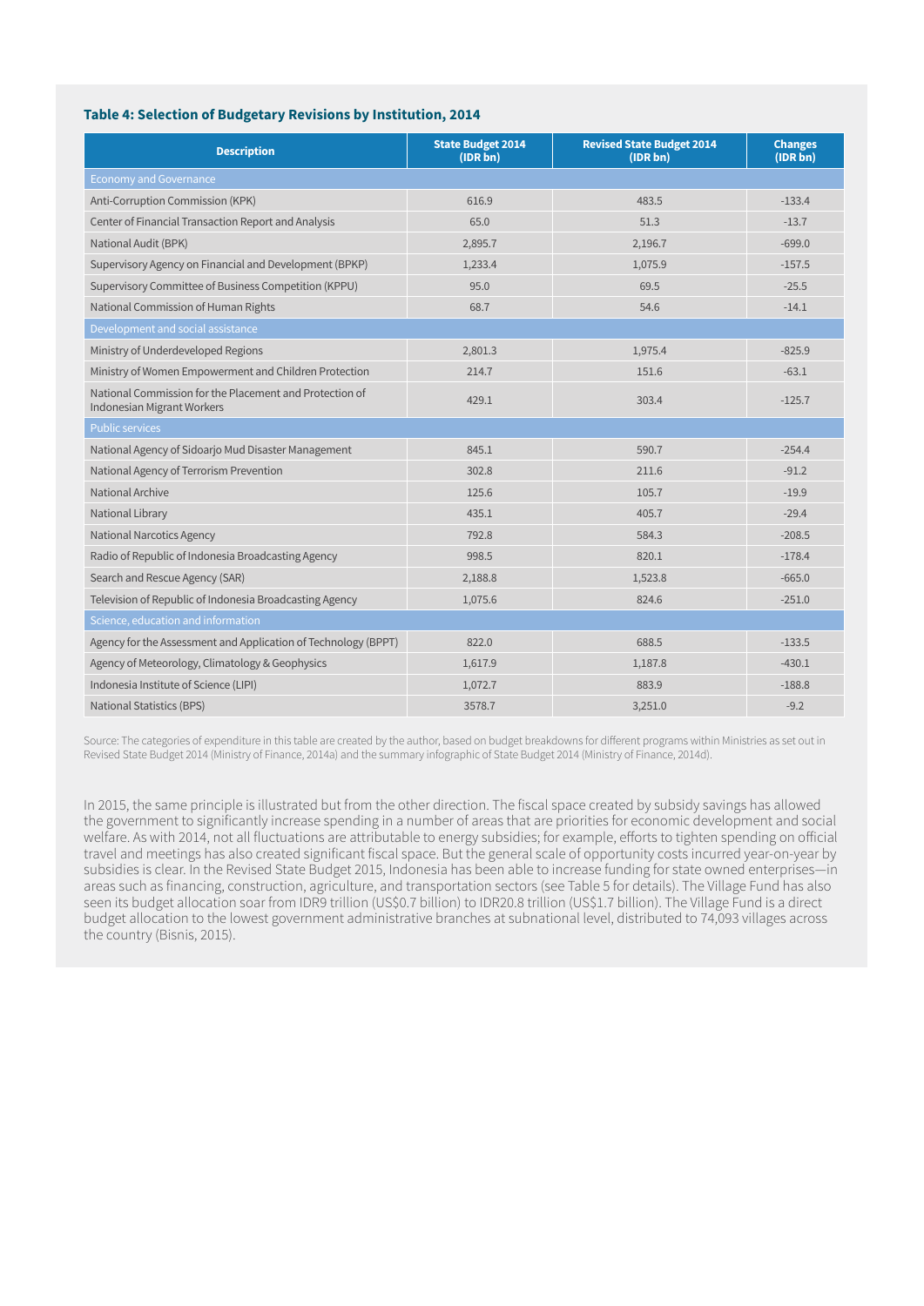### Table 4: Selection of Budgetary Revisions by Institution, 2014

| Description | State Budget 2014 (IDR bn) | Revised State Budget 2014 (IDR bn) | Changes (IDR bn) |
|---|---|---|---|
| Economy and Governance | | | |
| Anti-Corruption Commission (KPK) | 616.9 | 483.5 | -133.4 |
| Center of Financial Transaction Report and Analysis | 65.0 | 51.3 | -13.7 |
| National Audit (BPK) | 2,895.7 | 2,196.7 | -699.0 |
| Supervisory Agency on Financial and Development (BPKP) | 1,233.4 | 1,075.9 | -157.5 |
| Supervisory Committee of Business Competition (KPPU) | 95.0 | 69.5 | -25.5 |
| National Commission of Human Rights | 68.7 | 54.6 | -14.1 |
| Development and social assistance | | | |
| Ministry of Underdeveloped Regions | 2,801.3 | 1,975.4 | -825.9 |
| Ministry of Women Empowerment and Children Protection | 214.7 | 151.6 | -63.1 |
| National Commission for the Placement and Protection of Indonesian Migrant Workers | 429.1 | 303.4 | -125.7 |
| Public services | | | |
| National Agency of Sidoarjo Mud Disaster Management | 845.1 | 590.7 | -254.4 |
| National Agency of Terrorism Prevention | 302.8 | 211.6 | -91.2 |
| National Archive | 125.6 | 105.7 | -19.9 |
| National Library | 435.1 | 405.7 | -29.4 |
| National Narcotics Agency | 792.8 | 584.3 | -208.5 |
| Radio of Republic of Indonesia Broadcasting Agency | 998.5 | 820.1 | -178.4 |
| Search and Rescue Agency (SAR) | 2,188.8 | 1,523.8 | -665.0 |
| Television of Republic of Indonesia Broadcasting Agency | 1,075.6 | 824.6 | -251.0 |
| Science, education and information | | | |
| Agency for the Assessment and Application of Technology (BPPT) | 822.0 | 688.5 | -133.5 |
| Agency of Meteorology, Climatology & Geophysics | 1,617.9 | 1,187.8 | -430.1 |
| Indonesia Institute of Science (LIPI) | 1,072.7 | 883.9 | -188.8 |
| National Statistics (BPS) | 3578.7 | 3,251.0 | -9.2 |

Source: The categories of expenditure in this table are created by the author, based on budget breakdowns for different programs within Ministries as set out in Revised State Budget 2014 (Ministry of Finance, 2014a) and the summary infographic of State Budget 2014 (Ministry of Finance, 2014d).

In 2015, the same principle is illustrated but from the other direction. The fiscal space created by subsidy savings has allowed the government to significantly increase spending in a number of areas that are priorities for economic development and social welfare. As with 2014, not all fluctuations are attributable to energy subsidies; for example, efforts to tighten spending on official travel and meetings has also created significant fiscal space. But the general scale of opportunity costs incurred year-on-year by subsidies is clear. In the Revised State Budget 2015, Indonesia has been able to increase funding for state owned enterprises—in areas such as financing, construction, agriculture, and transportation sectors (see Table 5 for details). The Village Fund has also seen its budget allocation soar from IDR9 trillion (US$0.7 billion) to IDR20.8 trillion (US$1.7 billion). The Village Fund is a direct budget allocation to the lowest government administrative branches at subnational level, distributed to 74,093 villages across the country (Bisnis, 2015).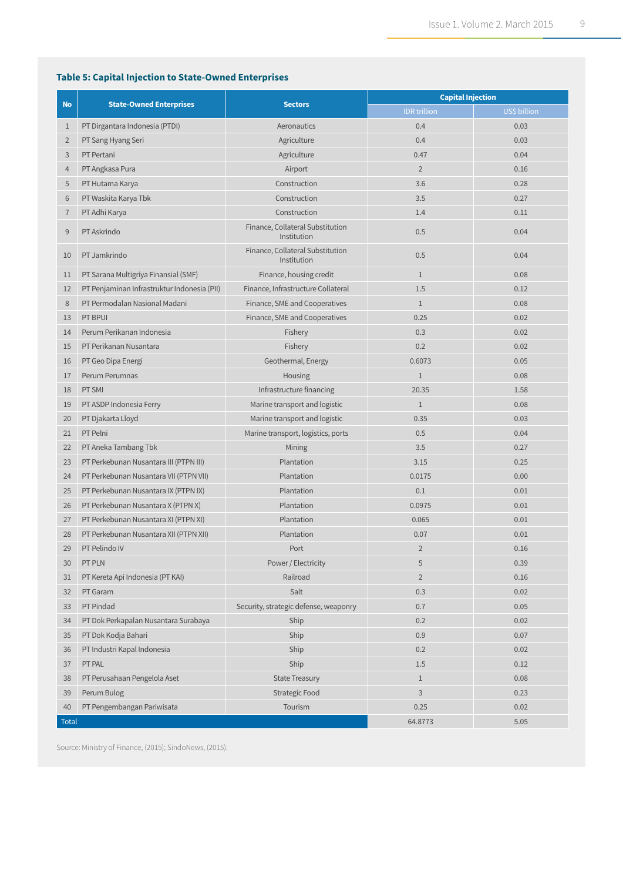### Table 5: Capital Injection to State-Owned Enterprises

| No | State-Owned Enterprises | Sectors | Capital Injection | |
|---|---|---|---|---|
| | | | IDR trillion | US$ billion |
| 1 | PT Dirgantara Indonesia (PTDI) | Aeronautics | 0.4 | 0.03 |
| 2 | PT Sang Hyang Seri | Agriculture | 0.4 | 0.03 |
| 3 | PT Pertani | Agriculture | 0.47 | 0.04 |
| 4 | PT Angkasa Pura | Airport | 2 | 0.16 |
| 5 | PT Hutama Karya | Construction | 3.6 | 0.28 |
| 6 | PT Waskita Karya Tbk | Construction | 3.5 | 0.27 |
| 7 | PT Adhi Karya | Construction | 1.4 | 0.11 |
| 9 | PT Askrindo | Finance, Collateral Substitution Institution | 0.5 | 0.04 |
| 10 | PT Jamkrindo | Finance, Collateral Substitution Institution | 0.5 | 0.04 |
| 11 | PT Sarana Multigriya Finansial (SMF) | Finance, housing credit | 1 | 0.08 |
| 12 | PT Penjaminan Infrastruktur Indonesia (PII) | Finance, Infrastructure Collateral | 1.5 | 0.12 |
| 8 | PT Permodalan Nasional Madani | Finance, SME and Cooperatives | 1 | 0.08 |
| 13 | PT BPUI | Finance, SME and Cooperatives | 0.25 | 0.02 |
| 14 | Perum Perikanan Indonesia | Fishery | 0.3 | 0.02 |
| 15 | PT Perikanan Nusantara | Fishery | 0.2 | 0.02 |
| 16 | PT Geo Dipa Energi | Geothermal, Energy | 0.6073 | 0.05 |
| 17 | Perum Perumnas | Housing | 1 | 0.08 |
| 18 | PT SMI | Infrastructure financing | 20.35 | 1.58 |
| 19 | PT ASDP Indonesia Ferry | Marine transport and logistic | 1 | 0.08 |
| 20 | PT Djakarta Lloyd | Marine transport and logistic | 0.35 | 0.03 |
| 21 | PT Pelni | Marine transport, logistics, ports | 0.5 | 0.04 |
| 22 | PT Aneka Tambang Tbk | Mining | 3.5 | 0.27 |
| 23 | PT Perkebunan Nusantara III (PTPN III) | Plantation | 3.15 | 0.25 |
| 24 | PT Perkebunan Nusantara VII (PTPN VII) | Plantation | 0.0175 | 0.00 |
| 25 | PT Perkebunan Nusantara IX (PTPN IX) | Plantation | 0.1 | 0.01 |
| 26 | PT Perkebunan Nusantara X (PTPN X) | Plantation | 0.0975 | 0.01 |
| 27 | PT Perkebunan Nusantara XI (PTPN XI) | Plantation | 0.065 | 0.01 |
| 28 | PT Perkebunan Nusantara XII (PTPN XII) | Plantation | 0.07 | 0.01 |
| 29 | PT Pelindo IV | Port | 2 | 0.16 |
| 30 | PT PLN | Power / Electricity | 5 | 0.39 |
| 31 | PT Kereta Api Indonesia (PT KAI) | Railroad | 2 | 0.16 |
| 32 | PT Garam | Salt | 0.3 | 0.02 |
| 33 | PT Pindad | Security, strategic defense, weaponry | 0.7 | 0.05 |
| 34 | PT Dok Perkapalan Nusantara Surabaya | Ship | 0.2 | 0.02 |
| 35 | PT Dok Kodja Bahari | Ship | 0.9 | 0.07 |
| 36 | PT Industri Kapal Indonesia | Ship | 0.2 | 0.02 |
| 37 | PT PAL | Ship | 1.5 | 0.12 |
| 38 | PT Perusahaan Pengelola Aset | State Treasury | 1 | 0.08 |
| 39 | Perum Bulog | Strategic Food | 3 | 0.23 |
| 40 | PT Pengembangan Pariwisata | Tourism | 0.25 | 0.02 |
| Total | | | 64.8773 | 5.05 |

Source: Ministry of Finance, (2015); SindoNews, (2015).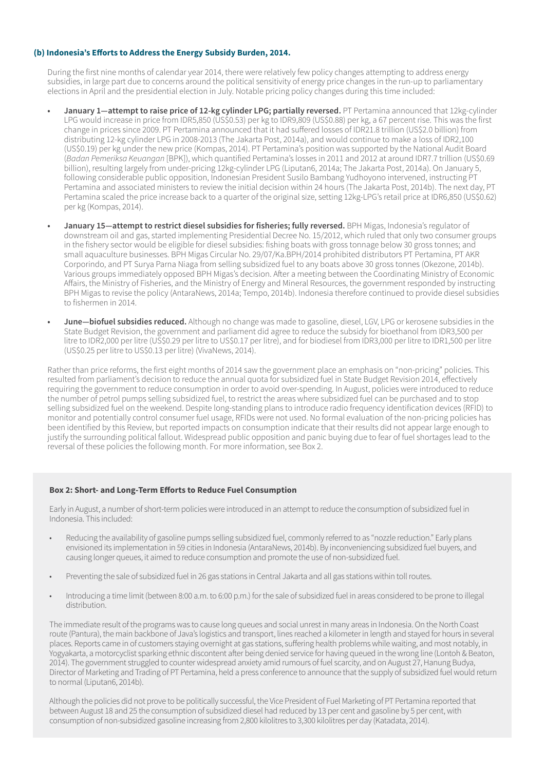### (b) Indonesia's Efforts to Address the Energy Subsidy Burden, 2014.

During the first nine months of calendar year 2014, there were relatively few policy changes attempting to address energy subsidies, in large part due to concerns around the political sensitivity of energy price changes in the run-up to parliamentary elections in April and the presidential election in July. Notable pricing policy changes during this time included:

- **January 1—attempt to raise price of 12-kg cylinder LPG; partially reversed.** PT Pertamina announced that 12kg-cylinder LPG would increase in price from IDR5,850 (US$0.53) per kg to IDR9,809 (US$0.88) per kg, a 67 percent rise. This was the first change in prices since 2009. PT Pertamina announced that it had suffered losses of IDR21.8 trillion (US$2.0 billion) from distributing 12-kg cylinder LPG in 2008-2013 (The Jakarta Post, 2014a), and would continue to make a loss of IDR2,100 (US$0.19) per kg under the new price (Kompas, 2014). PT Pertamina's position was supported by the National Audit Board (*Badan Pemeriksa Keuangan* [BPK]), which quantified Pertamina's losses in 2011 and 2012 at around IDR7.7 trillion (US$0.69 billion), resulting largely from under-pricing 12kg-cylinder LPG (Liputan6, 2014a; The Jakarta Post, 2014a). On January 5, following considerable public opposition, Indonesian President Susilo Bambang Yudhoyono intervened, instructing PT Pertamina and associated ministers to review the initial decision within 24 hours (The Jakarta Post, 2014b). The next day, PT Pertamina scaled the price increase back to a quarter of the original size, setting 12kg-LPG's retail price at IDR6,850 (US$0.62) per kg (Kompas, 2014).
- **January 15—attempt to restrict diesel subsidies for fisheries; fully reversed.** BPH Migas, Indonesia's regulator of downstream oil and gas, started implementing Presidential Decree No. 15/2012, which ruled that only two consumer groups in the fishery sector would be eligible for diesel subsidies: fishing boats with gross tonnage below 30 gross tonnes; and small aquaculture businesses. BPH Migas Circular No. 29/07/Ka.BPH/2014 prohibited distributors PT Pertamina, PT AKR Corporindo, and PT Surya Parna Niaga from selling subsidized fuel to any boats above 30 gross tonnes (Okezone, 2014b). Various groups immediately opposed BPH Migas's decision. After a meeting between the Coordinating Ministry of Economic Affairs, the Ministry of Fisheries, and the Ministry of Energy and Mineral Resources, the government responded by instructing BPH Migas to revise the policy (AntaraNews, 2014a; Tempo, 2014b). Indonesia therefore continued to provide diesel subsidies to fishermen in 2014.
- **June—biofuel subsidies reduced.** Although no change was made to gasoline, diesel, LGV, LPG or kerosene subsidies in the State Budget Revision, the government and parliament did agree to reduce the subsidy for bioethanol from IDR3,500 per litre to IDR2,000 per litre (US$0.29 per litre to US$0.17 per litre), and for biodiesel from IDR3,000 per litre to IDR1,500 per litre (US$0.25 per litre to US$0.13 per litre) (VivaNews, 2014).

Rather than price reforms, the first eight months of 2014 saw the government place an emphasis on "non-pricing" policies. This resulted from parliament's decision to reduce the annual quota for subsidized fuel in State Budget Revision 2014, effectively requiring the government to reduce consumption in order to avoid over-spending. In August, policies were introduced to reduce the number of petrol pumps selling subsidized fuel, to restrict the areas where subsidized fuel can be purchased and to stop selling subsidized fuel on the weekend. Despite long-standing plans to introduce radio frequency identification devices (RFID) to monitor and potentially control consumer fuel usage, RFIDs were not used. No formal evaluation of the non-pricing policies has been identified by this Review, but reported impacts on consumption indicate that their results did not appear large enough to justify the surrounding political fallout. Widespread public opposition and panic buying due to fear of fuel shortages lead to the reversal of these policies the following month. For more information, see Box 2.

#### Box 2: Short- and Long-Term Efforts to Reduce Fuel Consumption

Early in August, a number of short-term policies were introduced in an attempt to reduce the consumption of subsidized fuel in Indonesia. This included:

- Reducing the availability of gasoline pumps selling subsidized fuel, commonly referred to as "nozzle reduction." Early plans envisioned its implementation in 59 cities in Indonesia (AntaraNews, 2014b). By inconveniencing subsidized fuel buyers, and causing longer queues, it aimed to reduce consumption and promote the use of non-subsidized fuel.
- Preventing the sale of subsidized fuel in 26 gas stations in Central Jakarta and all gas stations within toll routes.
- Introducing a time limit (between 8:00 a.m. to 6:00 p.m.) for the sale of subsidized fuel in areas considered to be prone to illegal distribution.

The immediate result of the programs was to cause long queues and social unrest in many areas in Indonesia. On the North Coast route (Pantura), the main backbone of Java's logistics and transport, lines reached a kilometer in length and stayed for hours in several places. Reports came in of customers staying overnight at gas stations, suffering health problems while waiting, and most notably, in Yogyakarta, a motorcyclist sparking ethnic discontent after being denied service for having queued in the wrong line (Lontoh & Beaton, 2014). The government struggled to counter widespread anxiety amid rumours of fuel scarcity, and on August 27, Hanung Budya, Director of Marketing and Trading of PT Pertamina, held a press conference to announce that the supply of subsidized fuel would return to normal (Liputan6, 2014b).

Although the policies did not prove to be politically successful, the Vice President of Fuel Marketing of PT Pertamina reported that between August 18 and 25 the consumption of subsidized diesel had reduced by 13 per cent and gasoline by 5 per cent, with consumption of non-subsidized gasoline increasing from 2,800 kilolitres to 3,300 kilolitres per day (Katadata, 2014).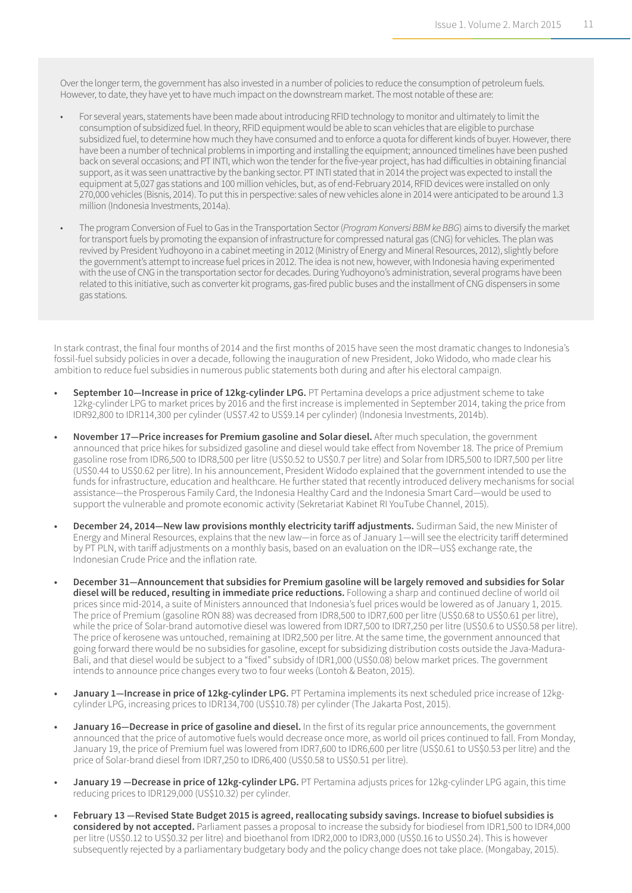Over the longer term, the government has also invested in a number of policies to reduce the consumption of petroleum fuels. However, to date, they have yet to have much impact on the downstream market. The most notable of these are:

- For several years, statements have been made about introducing RFID technology to monitor and ultimately to limit the consumption of subsidized fuel. In theory, RFID equipment would be able to scan vehicles that are eligible to purchase subsidized fuel, to determine how much they have consumed and to enforce a quota for different kinds of buyer. However, there have been a number of technical problems in importing and installing the equipment; announced timelines have been pushed back on several occasions; and PT INTI, which won the tender for the five-year project, has had difficulties in obtaining financial support, as it was seen unattractive by the banking sector. PT INTI stated that in 2014 the project was expected to install the equipment at 5,027 gas stations and 100 million vehicles, but, as of end-February 2014, RFID devices were installed on only 270,000 vehicles (Bisnis, 2014). To put this in perspective: sales of new vehicles alone in 2014 were anticipated to be around 1.3 million (Indonesia Investments, 2014a).

- The program Conversion of Fuel to Gas in the Transportation Sector (*Program Konversi BBM ke BBG*) aims to diversify the market for transport fuels by promoting the expansion of infrastructure for compressed natural gas (CNG) for vehicles. The plan was revived by President Yudhoyono in a cabinet meeting in 2012 (Ministry of Energy and Mineral Resources, 2012), slightly before the government's attempt to increase fuel prices in 2012. The idea is not new, however, with Indonesia having experimented with the use of CNG in the transportation sector for decades. During Yudhoyono's administration, several programs have been related to this initiative, such as converter kit programs, gas-fired public buses and the installment of CNG dispensers in some gas stations.

In stark contrast, the final four months of 2014 and the first months of 2015 have seen the most dramatic changes to Indonesia's fossil-fuel subsidy policies in over a decade, following the inauguration of new President, Joko Widodo, who made clear his ambition to reduce fuel subsidies in numerous public statements both during and after his electoral campaign.

- **September 10—Increase in price of 12kg-cylinder LPG.** PT Pertamina develops a price adjustment scheme to take 12kg-cylinder LPG to market prices by 2016 and the first increase is implemented in September 2014, taking the price from IDR92,800 to IDR114,300 per cylinder (US$7.42 to US$9.14 per cylinder) (Indonesia Investments, 2014b).

- **November 17—Price increases for Premium gasoline and Solar diesel.** After much speculation, the government announced that price hikes for subsidized gasoline and diesel would take effect from November 18. The price of Premium gasoline rose from IDR6,500 to IDR8,500 per litre (US$0.52 to US$0.7 per litre) and Solar from IDR5,500 to IDR7,500 per litre (US$0.44 to US$0.62 per litre). In his announcement, President Widodo explained that the government intended to use the funds for infrastructure, education and healthcare. He further stated that recently introduced delivery mechanisms for social assistance—the Prosperous Family Card, the Indonesia Healthy Card and the Indonesia Smart Card—would be used to support the vulnerable and promote economic activity (Sekretariat Kabinet RI YouTube Channel, 2015).

- **December 24, 2014—New law provisions monthly electricity tariff adjustments.** Sudirman Said, the new Minister of Energy and Mineral Resources, explains that the new law—in force as of January 1—will see the electricity tariff determined by PT PLN, with tariff adjustments on a monthly basis, based on an evaluation on the IDR—US$ exchange rate, the Indonesian Crude Price and the inflation rate.

- **December 31—Announcement that subsidies for Premium gasoline will be largely removed and subsidies for Solar diesel will be reduced, resulting in immediate price reductions.** Following a sharp and continued decline of world oil prices since mid-2014, a suite of Ministers announced that Indonesia's fuel prices would be lowered as of January 1, 2015. The price of Premium (gasoline RON 88) was decreased from IDR8,500 to IDR7,600 per litre (US$0.68 to US$0.61 per litre), while the price of Solar-brand automotive diesel was lowered from IDR7,500 to IDR7,250 per litre (US$0.6 to US$0.58 per litre). The price of kerosene was untouched, remaining at IDR2,500 per litre. At the same time, the government announced that going forward there would be no subsidies for gasoline, except for subsidizing distribution costs outside the Java-Madura-Bali, and that diesel would be subject to a "fixed" subsidy of IDR1,000 (US$0.08) below market prices. The government intends to announce price changes every two to four weeks (Lontoh & Beaton, 2015).

- **January 1—Increase in price of 12kg-cylinder LPG.** PT Pertamina implements its next scheduled price increase of 12kg-cylinder LPG, increasing prices to IDR134,700 (US$10.78) per cylinder (The Jakarta Post, 2015).

- **January 16—Decrease in price of gasoline and diesel.** In the first of its regular price announcements, the government announced that the price of automotive fuels would decrease once more, as world oil prices continued to fall. From Monday, January 19, the price of Premium fuel was lowered from IDR7,600 to IDR6,600 per litre (US$0.61 to US$0.53 per litre) and the price of Solar-brand diesel from IDR7,250 to IDR6,400 (US$0.58 to US$0.51 per litre).

- **January 19 —Decrease in price of 12kg-cylinder LPG.** PT Pertamina adjusts prices for 12kg-cylinder LPG again, this time reducing prices to IDR129,000 (US$10.32) per cylinder.

- **February 13 —Revised State Budget 2015 is agreed, reallocating subsidy savings. Increase to biofuel subsidies is considered by not accepted.** Parliament passes a proposal to increase the subsidy for biodiesel from IDR1,500 to IDR4,000 per litre (US$0.12 to US$0.32 per litre) and bioethanol from IDR2,000 to IDR3,000 (US$0.16 to US$0.24). This is however subsequently rejected by a parliamentary budgetary body and the policy change does not take place. (Mongabay, 2015).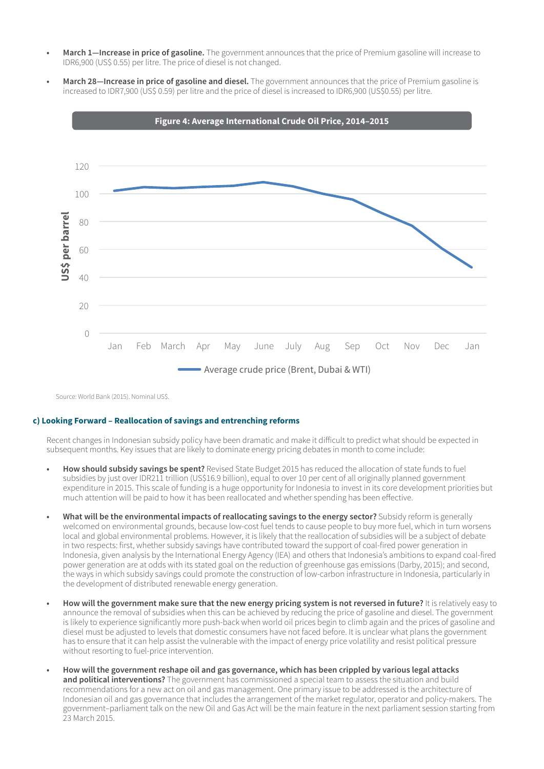- **March 1—Increase in price of gasoline.** The government announces that the price of Premium gasoline will increase to IDR6,900 (US$ 0.55) per litre. The price of diesel is not changed.
- **March 28—Increase in price of gasoline and diesel.** The government announces that the price of Premium gasoline is increased to IDR7,900 (US$ 0.59) per litre and the price of diesel is increased to IDR6,900 (US$0.55) per litre.

**Figure 4: Average International Crude Oil Price, 2014–2015**

Source: World Bank (2015). Nominal US$.

### c) Looking Forward – Reallocation of savings and entrenching reforms

Recent changes in Indonesian subsidy policy have been dramatic and make it difficult to predict what should be expected in subsequent months. Key issues that are likely to dominate energy pricing debates in month to come include:

- **How should subsidy savings be spent?** Revised State Budget 2015 has reduced the allocation of state funds to fuel subsidies by just over IDR211 trillion (US$16.9 billion), equal to over 10 per cent of all originally planned government expenditure in 2015. This scale of funding is a huge opportunity for Indonesia to invest in its core development priorities but much attention will be paid to how it has been reallocated and whether spending has been effective.
- **What will be the environmental impacts of reallocating savings to the energy sector?** Subsidy reform is generally welcomed on environmental grounds, because low-cost fuel tends to cause people to buy more fuel, which in turn worsens local and global environmental problems. However, it is likely that the reallocation of subsidies will be a subject of debate in two respects: first, whether subsidy savings have contributed toward the support of coal-fired power generation in Indonesia, given analysis by the International Energy Agency (IEA) and others that Indonesia's ambitions to expand coal-fired power generation are at odds with its stated goal on the reduction of greenhouse gas emissions (Darby, 2015); and second, the ways in which subsidy savings could promote the construction of low-carbon infrastructure in Indonesia, particularly in the development of distributed renewable energy generation.
- **How will the government make sure that the new energy pricing system is not reversed in future?** It is relatively easy to announce the removal of subsidies when this can be achieved by reducing the price of gasoline and diesel. The government is likely to experience significantly more push-back when world oil prices begin to climb again and the prices of gasoline and diesel must be adjusted to levels that domestic consumers have not faced before. It is unclear what plans the government has to ensure that it can help assist the vulnerable with the impact of energy price volatility and resist political pressure without resorting to fuel-price intervention.
- **How will the government reshape oil and gas governance, which has been crippled by various legal attacks and political interventions?** The government has commissioned a special team to assess the situation and build recommendations for a new act on oil and gas management. One primary issue to be addressed is the architecture of Indonesian oil and gas governance that includes the arrangement of the market regulator, operator and policy-makers. The government–parliament talk on the new Oil and Gas Act will be the main feature in the next parliament session starting from 23 March 2015.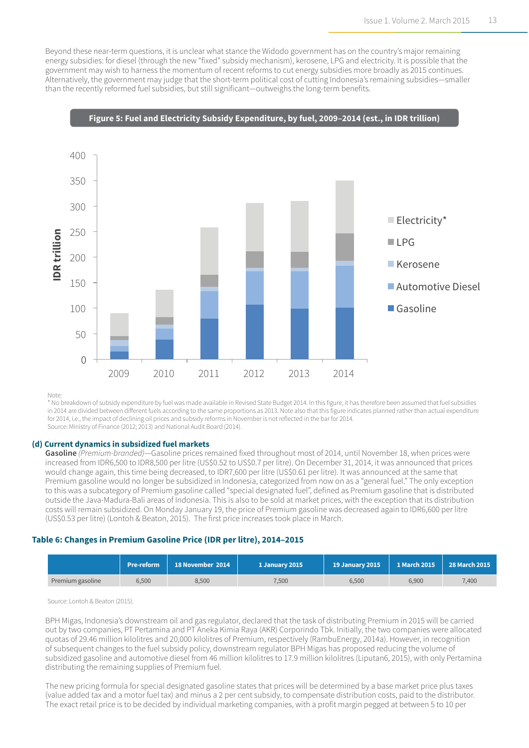Beyond these near-term questions, it is unclear what stance the Widodo government has on the country's major remaining energy subsidies: for diesel (through the new "fixed" subsidy mechanism), kerosene, LPG and electricity. It is possible that the government may wish to harness the momentum of recent reforms to cut energy subsidies more broadly as 2015 continues. Alternatively, the government may judge that the short-term political cost of cutting Indonesia's remaining subsidies—smaller than the recently reformed fuel subsidies, but still significant—outweighs the long-term benefits.

**Figure 5: Fuel and Electricity Subsidy Expenditure, by fuel, 2009–2014 (est., in IDR trillion)**

Note:
* No breakdown of subsidy expenditure by fuel was made available in Revised State Budget 2014. In this figure, it has therefore been assumed that fuel subsidies in 2014 are divided between different fuels according to the same proportions as 2013. Note also that this figure indicates planned rather than actual expenditure for 2014, i.e., the impact of declining oil prices and subsidy reforms in November is not reflected in the bar for 2014.
Source: Ministry of Finance (2012; 2013) and National Audit Board (2014).

### (d) Current dynamics in subsidized fuel markets

**Gasoline** *(Premium-branded)*—Gasoline prices remained fixed throughout most of 2014, until November 18, when prices were increased from IDR6,500 to IDR8,500 per litre (US$0.52 to US$0.7 per litre). On December 31, 2014, it was announced that prices would change again, this time being decreased, to IDR7,600 per litre (US$0.61 per litre). It was announced at the same that Premium gasoline would no longer be subsidized in Indonesia, categorized from now on as a "general fuel." The only exception to this was a subcategory of Premium gasoline called "special designated fuel", defined as Premium gasoline that is distributed outside the Java-Madura-Bali areas of Indonesia. This is also to be sold at market prices, with the exception that its distribution costs will remain subsidized. On Monday January 19, the price of Premium gasoline was decreased again to IDR6,600 per litre (US$0.53 per litre) (Lontoh & Beaton, 2015). The first price increases took place in March.

**Table 6: Changes in Premium Gasoline Price (IDR per litre), 2014–2015**

| | Pre-reform | 18 November 2014 | 1 January 2015 | 19 January 2015 | 1 March 2015 | 28 March 2015 |
|---|---|---|---|---|---|---|
| Premium gasoline | 6,500 | 8,500 | 7,500 | 6,500 | 6,900 | 7,400 |

Source: Lontoh & Beaton (2015).

BPH Migas, Indonesia's downstream oil and gas regulator, declared that the task of distributing Premium in 2015 will be carried out by two companies, PT Pertamina and PT Aneka Kimia Raya (AKR) Corporindo Tbk. Initially, the two companies were allocated quotas of 29.46 million kilolitres and 20,000 kilolitres of Premium, respectively (RambuEnergy, 2014a). However, in recognition of subsequent changes to the fuel subsidy policy, downstream regulator BPH Migas has proposed reducing the volume of subsidized gasoline and automotive diesel from 46 million kilolitres to 17.9 million kilolitres (Liputan6, 2015), with only Pertamina distributing the remaining supplies of Premium fuel.

The new pricing formula for special designated gasoline states that prices will be determined by a base market price plus taxes (value added tax and a motor fuel tax) and minus a 2 per cent subsidy, to compensate distribution costs, paid to the distributor. The exact retail price is to be decided by individual marketing companies, with a profit margin pegged at between 5 to 10 per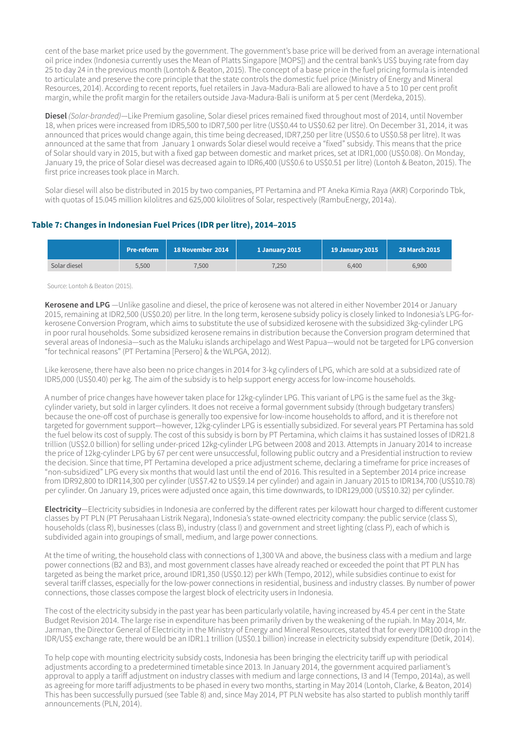cent of the base market price used by the government. The government's base price will be derived from an average international oil price index (Indonesia currently uses the Mean of Platts Singapore [MOPS]) and the central bank's US$ buying rate from day 25 to day 24 in the previous month (Lontoh & Beaton, 2015). The concept of a base price in the fuel pricing formula is intended to articulate and preserve the core principle that the state controls the domestic fuel price (Ministry of Energy and Mineral Resources, 2014). According to recent reports, fuel retailers in Java-Madura-Bali are allowed to have a 5 to 10 per cent profit margin, while the profit margin for the retailers outside Java-Madura-Bali is uniform at 5 per cent (Merdeka, 2015).

**Diesel** *(Solar-branded)*—Like Premium gasoline, Solar diesel prices remained fixed throughout most of 2014, until November 18, when prices were increased from IDR5,500 to IDR7,500 per litre (US$0.44 to US$0.62 per litre). On December 31, 2014, it was announced that prices would change again, this time being decreased, IDR7,250 per litre (US$0.6 to US$0.58 per litre). It was announced at the same that from January 1 onwards Solar diesel would receive a "fixed" subsidy. This means that the price of Solar should vary in 2015, but with a fixed gap between domestic and market prices, set at IDR1,000 (US$0.08). On Monday, January 19, the price of Solar diesel was decreased again to IDR6,400 (US$0.6 to US$0.51 per litre) (Lontoh & Beaton, 2015). The first price increases took place in March.

Solar diesel will also be distributed in 2015 by two companies, PT Pertamina and PT Aneka Kimia Raya (AKR) Corporindo Tbk, with quotas of 15.045 million kilolitres and 625,000 kilolitres of Solar, respectively (RambuEnergy, 2014a).

### Table 7: Changes in Indonesian Fuel Prices (IDR per litre), 2014–2015

| | Pre-reform | 18 November 2014 | 1 January 2015 | 19 January 2015 | 28 March 2015 |
|---|---|---|---|---|---|
| Solar diesel | 5,500 | 7,500 | 7,250 | 6,400 | 6,900 |

Source: Lontoh & Beaton (2015).

**Kerosene and LPG** —Unlike gasoline and diesel, the price of kerosene was not altered in either November 2014 or January 2015, remaining at IDR2,500 (US$0.20) per litre. In the long term, kerosene subsidy policy is closely linked to Indonesia's LPG-for-kerosene Conversion Program, which aims to substitute the use of subsidized kerosene with the subsidized 3kg-cylinder LPG in poor rural households. Some subsidized kerosene remains in distribution because the Conversion program determined that several areas of Indonesia—such as the Maluku islands archipelago and West Papua—would not be targeted for LPG conversion "for technical reasons" (PT Pertamina [Persero] & the WLPGA, 2012).

Like kerosene, there have also been no price changes in 2014 for 3-kg cylinders of LPG, which are sold at a subsidized rate of IDR5,000 (US$0.40) per kg. The aim of the subsidy is to help support energy access for low-income households.

A number of price changes have however taken place for 12kg-cylinder LPG. This variant of LPG is the same fuel as the 3kg-cylinder variety, but sold in larger cylinders. It does not receive a formal government subsidy (through budgetary transfers) because the one-off cost of purchase is generally too expensive for low-income households to afford, and it is therefore not targeted for government support—however, 12kg-cylinder LPG is essentially subsidized. For several years PT Pertamina has sold the fuel below its cost of supply. The cost of this subsidy is born by PT Pertamina, which claims it has sustained losses of IDR21.8 trillion (US$2.0 billion) for selling under-priced 12kg-cylinder LPG between 2008 and 2013. Attempts in January 2014 to increase the price of 12kg-cylinder LPG by 67 per cent were unsuccessful, following public outcry and a Presidential instruction to review the decision. Since that time, PT Pertamina developed a price adjustment scheme, declaring a timeframe for price increases of "non-subsidized" LPG every six months that would last until the end of 2016. This resulted in a September 2014 price increase from IDR92,800 to IDR114,300 per cylinder (US$7.42 to US$9.14 per cylinder) and again in January 2015 to IDR134,700 (US$10.78) per cylinder. On January 19, prices were adjusted once again, this time downwards, to IDR129,000 (US$10.32) per cylinder.

**Electricity**—Electricity subsidies in Indonesia are conferred by the different rates per kilowatt hour charged to different customer classes by PT PLN (PT Perusahaan Listrik Negara), Indonesia's state-owned electricity company: the public service (class S), households (class R), businesses (class B), industry (class I) and government and street lighting (class P), each of which is subdivided again into groupings of small, medium, and large power connections.

At the time of writing, the household class with connections of 1,300 VA and above, the business class with a medium and large power connections (B2 and B3), and most government classes have already reached or exceeded the point that PT PLN has targeted as being the market price, around IDR1,350 (US$0.12) per kWh (Tempo, 2012), while subsidies continue to exist for several tariff classes, especially for the low-power connections in residential, business and industry classes. By number of power connections, those classes compose the largest block of electricity users in Indonesia.

The cost of the electricity subsidy in the past year has been particularly volatile, having increased by 45.4 per cent in the State Budget Revision 2014. The large rise in expenditure has been primarily driven by the weakening of the rupiah. In May 2014, Mr. Jarman, the Director General of Electricity in the Ministry of Energy and Mineral Resources, stated that for every IDR100 drop in the IDR/US$ exchange rate, there would be an IDR1.1 trillion (US$0.1 billion) increase in electricity subsidy expenditure (Detik, 2014).

To help cope with mounting electricity subsidy costs, Indonesia has been bringing the electricity tariff up with periodical adjustments according to a predetermined timetable since 2013. In January 2014, the government acquired parliament's approval to apply a tariff adjustment on industry classes with medium and large connections, I3 and I4 (Tempo, 2014a), as well as agreeing for more tariff adjustments to be phased in every two months, starting in May 2014 (Lontoh, Clarke, & Beaton, 2014) This has been successfully pursued (see Table 8) and, since May 2014, PT PLN website has also started to publish monthly tariff announcements (PLN, 2014).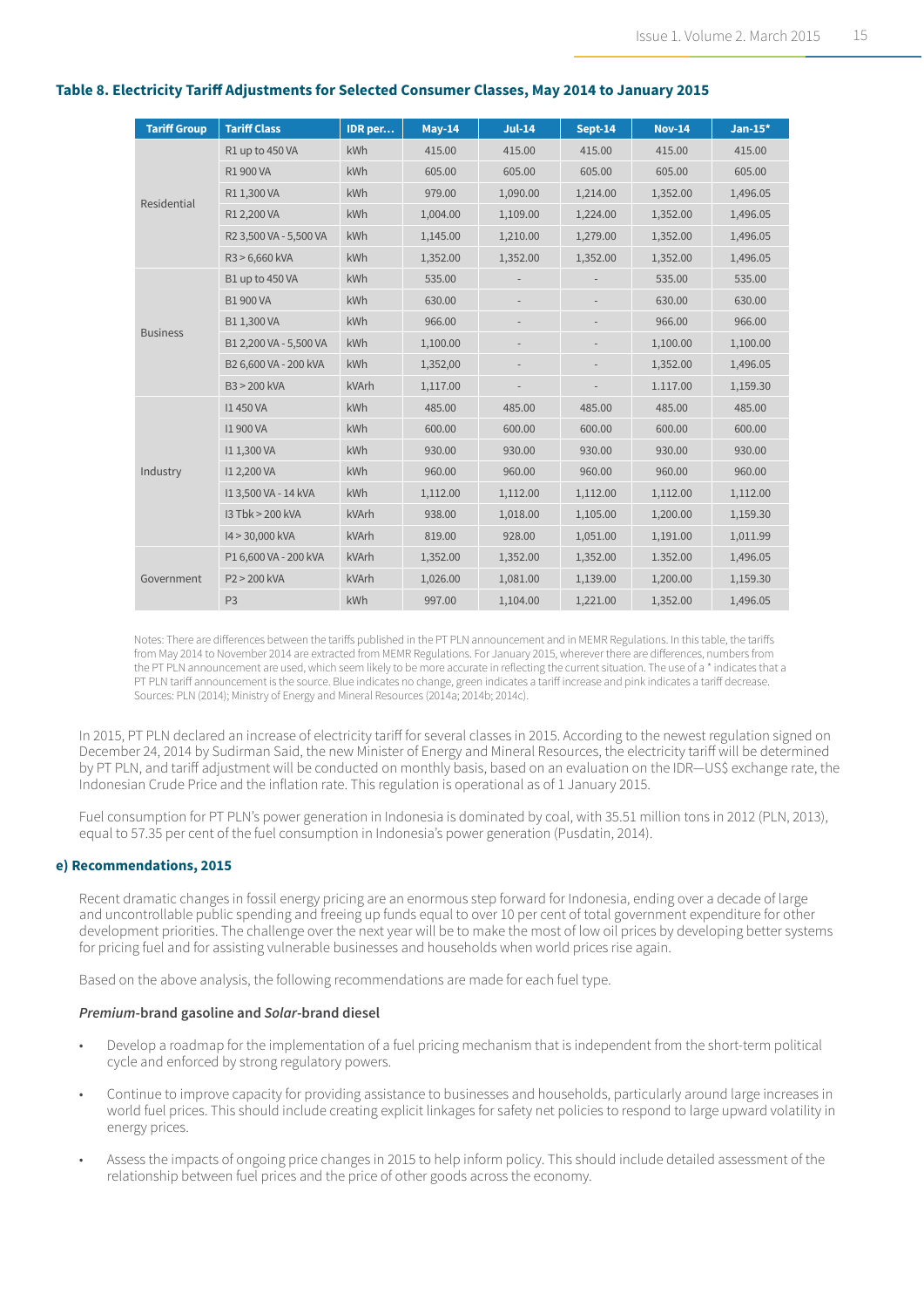**Table 8. Electricity Tariff Adjustments for Selected Consumer Classes, May 2014 to January 2015**

| Tariff Group | Tariff Class | IDR per... | May-14 | Jul-14 | Sept-14 | Nov-14 | Jan-15* |
|---|---|---|---|---|---|---|---|
| Residential | R1 up to 450 VA | kWh | 415.00 | 415.00 | 415.00 | 415.00 | 415.00 |
| | R1 900 VA | kWh | 605.00 | 605.00 | 605.00 | 605.00 | 605.00 |
| | R1 1,300 VA | kWh | 979.00 | 1,090.00 | 1,214.00 | 1,352.00 | 1,496.05 |
| | R1 2,200 VA | kWh | 1,004.00 | 1,109.00 | 1,224.00 | 1,352.00 | 1,496.05 |
| | R2 3,500 VA - 5,500 VA | kWh | 1,145.00 | 1,210.00 | 1,279.00 | 1,352.00 | 1,496.05 |
| | R3 > 6,660 kVA | kWh | 1,352.00 | 1,352.00 | 1,352.00 | 1,352.00 | 1,496.05 |
| Business | B1 up to 450 VA | kWh | 535.00 | - | - | 535.00 | 535.00 |
| | B1 900 VA | kWh | 630.00 | - | - | 630.00 | 630.00 |
| | B1 1,300 VA | kWh | 966.00 | - | - | 966.00 | 966.00 |
| | B1 2,200 VA - 5,500 VA | kWh | 1,100.00 | - | - | 1,100.00 | 1,100.00 |
| | B2 6,600 VA - 200 kVA | kWh | 1,352,00 | - | - | 1,352.00 | 1,496.05 |
| | B3 > 200 kVA | kVArh | 1,117.00 | - | - | 1.117.00 | 1,159.30 |
| Industry | I1 450 VA | kWh | 485.00 | 485.00 | 485.00 | 485.00 | 485.00 |
| | I1 900 VA | kWh | 600.00 | 600.00 | 600.00 | 600.00 | 600.00 |
| | I1 1,300 VA | kWh | 930.00 | 930.00 | 930.00 | 930.00 | 930.00 |
| | I1 2,200 VA | kWh | 960.00 | 960.00 | 960.00 | 960.00 | 960.00 |
| | I1 3,500 VA - 14 kVA | kWh | 1,112.00 | 1,112.00 | 1,112.00 | 1,112.00 | 1,112.00 |
| | I3 Tbk > 200 kVA | kVArh | 938.00 | 1,018.00 | 1,105.00 | 1,200.00 | 1,159.30 |
| | I4 > 30,000 kVA | kVArh | 819.00 | 928.00 | 1,051.00 | 1,191.00 | 1,011.99 |
| Government | P1 6,600 VA - 200 kVA | kVArh | 1,352.00 | 1,352.00 | 1,352.00 | 1.352.00 | 1,496.05 |
| | P2 > 200 kVA | kVArh | 1,026.00 | 1,081.00 | 1,139.00 | 1,200.00 | 1,159.30 |
| | P3 | kWh | 997.00 | 1,104.00 | 1,221.00 | 1,352.00 | 1,496.05 |

Notes: There are differences between the tariffs published in the PT PLN announcement and in MEMR Regulations. In this table, the tariffs from May 2014 to November 2014 are extracted from MEMR Regulations. For January 2015, wherever there are differences, numbers from the PT PLN announcement are used, which seem likely to be more accurate in reflecting the current situation. The use of a * indicates that a PT PLN tariff announcement is the source. Blue indicates no change, green indicates a tariff increase and pink indicates a tariff decrease. Sources: PLN (2014); Ministry of Energy and Mineral Resources (2014a; 2014b; 2014c).

In 2015, PT PLN declared an increase of electricity tariff for several classes in 2015. According to the newest regulation signed on December 24, 2014 by Sudirman Said, the new Minister of Energy and Mineral Resources, the electricity tariff will be determined by PT PLN, and tariff adjustment will be conducted on monthly basis, based on an evaluation on the IDR—US$ exchange rate, the Indonesian Crude Price and the inflation rate. This regulation is operational as of 1 January 2015.

Fuel consumption for PT PLN's power generation in Indonesia is dominated by coal, with 35.51 million tons in 2012 (PLN, 2013), equal to 57.35 per cent of the fuel consumption in Indonesia's power generation (Pusdatin, 2014).

#### e) Recommendations, 2015

Recent dramatic changes in fossil energy pricing are an enormous step forward for Indonesia, ending over a decade of large and uncontrollable public spending and freeing up funds equal to over 10 per cent of total government expenditure for other development priorities. The challenge over the next year will be to make the most of low oil prices by developing better systems for pricing fuel and for assisting vulnerable businesses and households when world prices rise again.

Based on the above analysis, the following recommendations are made for each fuel type.

***Premium*-brand gasoline and *Solar*-brand diesel**

- Develop a roadmap for the implementation of a fuel pricing mechanism that is independent from the short-term political cycle and enforced by strong regulatory powers.
- Continue to improve capacity for providing assistance to businesses and households, particularly around large increases in world fuel prices. This should include creating explicit linkages for safety net policies to respond to large upward volatility in energy prices.
- Assess the impacts of ongoing price changes in 2015 to help inform policy. This should include detailed assessment of the relationship between fuel prices and the price of other goods across the economy.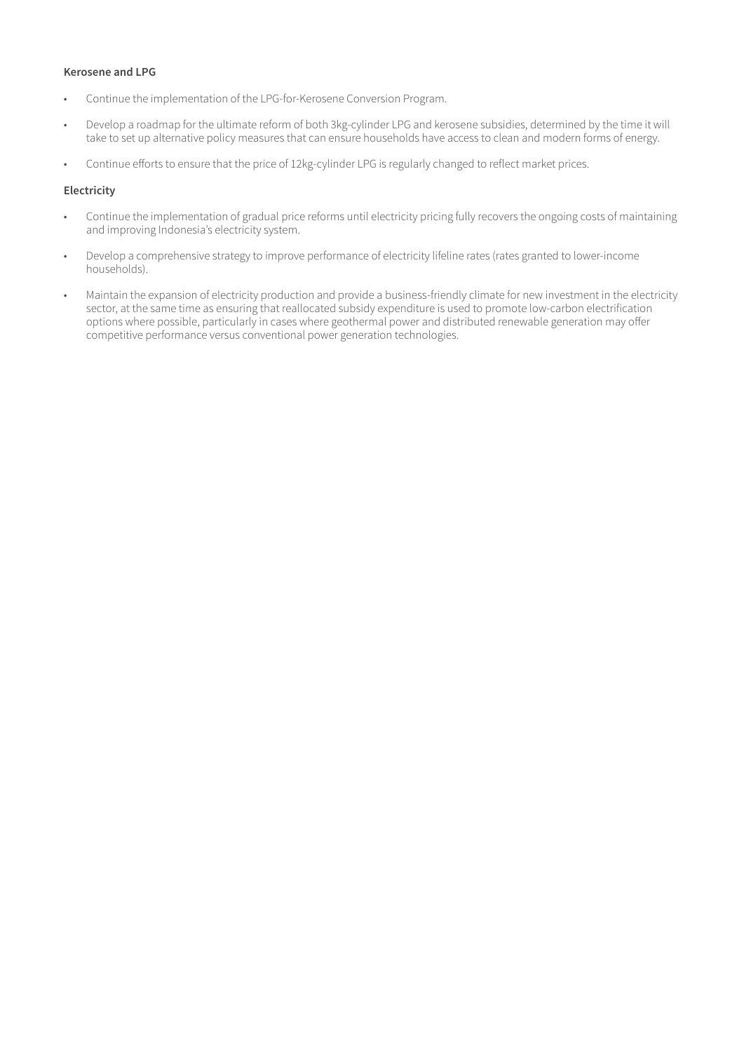**Kerosene and LPG**

- Continue the implementation of the LPG-for-Kerosene Conversion Program.
- Develop a roadmap for the ultimate reform of both 3kg-cylinder LPG and kerosene subsidies, determined by the time it will take to set up alternative policy measures that can ensure households have access to clean and modern forms of energy.
- Continue efforts to ensure that the price of 12kg-cylinder LPG is regularly changed to reflect market prices.

**Electricity**

- Continue the implementation of gradual price reforms until electricity pricing fully recovers the ongoing costs of maintaining and improving Indonesia's electricity system.
- Develop a comprehensive strategy to improve performance of electricity lifeline rates (rates granted to lower-income households).
- Maintain the expansion of electricity production and provide a business-friendly climate for new investment in the electricity sector, at the same time as ensuring that reallocated subsidy expenditure is used to promote low-carbon electrification options where possible, particularly in cases where geothermal power and distributed renewable generation may offer competitive performance versus conventional power generation technologies.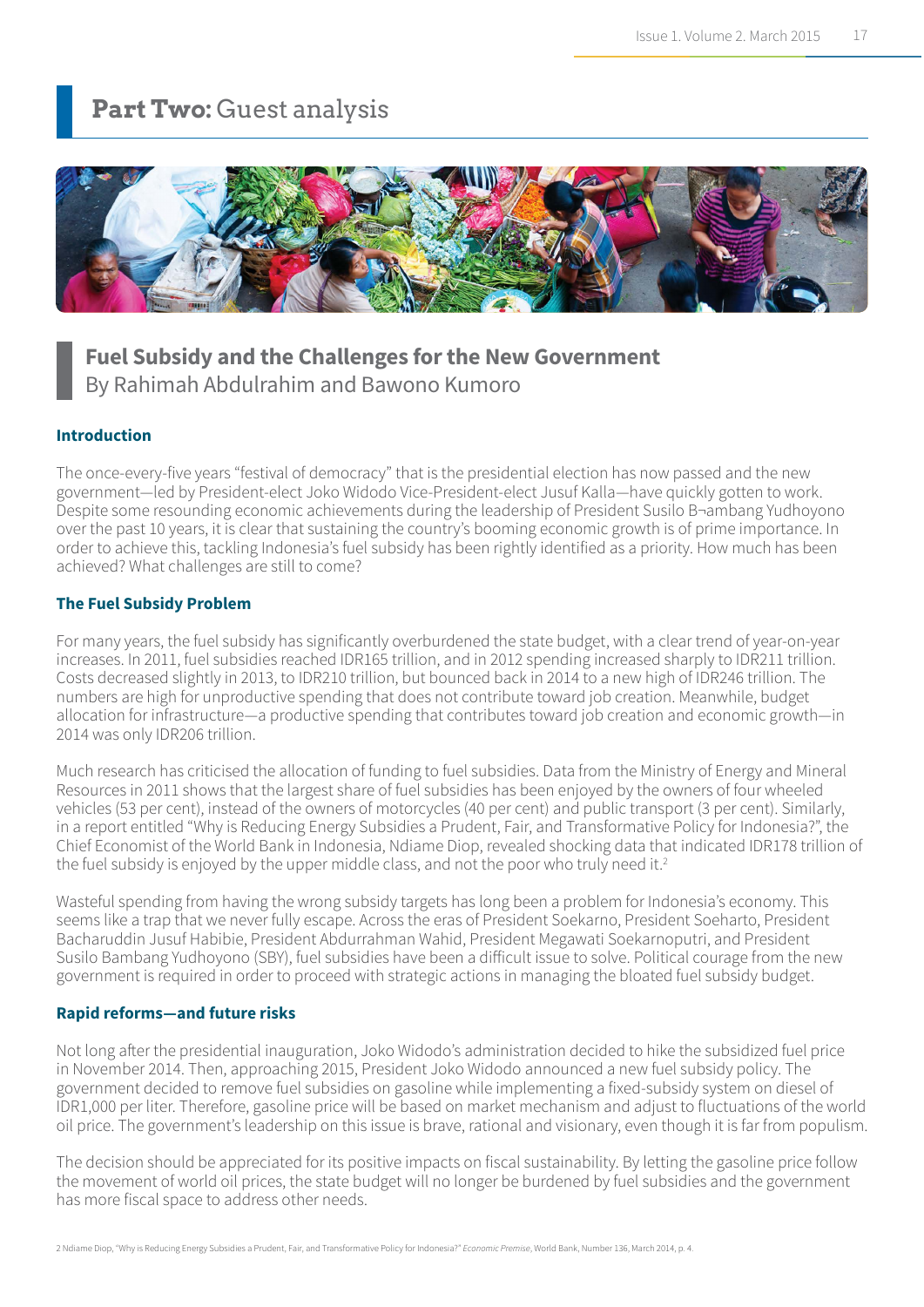# **Part Two:** Guest analysis

## Fuel Subsidy and the Challenges for the New Government

By Rahimah Abdulrahim and Bawono Kumoro

### Introduction

The once-every-five years "festival of democracy" that is the presidential election has now passed and the new government—led by President-elect Joko Widodo Vice-President-elect Jusuf Kalla—have quickly gotten to work. Despite some resounding economic achievements during the leadership of President Susilo B¬ambang Yudhoyono over the past 10 years, it is clear that sustaining the country's booming economic growth is of prime importance. In order to achieve this, tackling Indonesia's fuel subsidy has been rightly identified as a priority. How much has been achieved? What challenges are still to come?

### The Fuel Subsidy Problem

For many years, the fuel subsidy has significantly overburdened the state budget, with a clear trend of year-on-year increases. In 2011, fuel subsidies reached IDR165 trillion, and in 2012 spending increased sharply to IDR211 trillion. Costs decreased slightly in 2013, to IDR210 trillion, but bounced back in 2014 to a new high of IDR246 trillion. The numbers are high for unproductive spending that does not contribute toward job creation. Meanwhile, budget allocation for infrastructure—a productive spending that contributes toward job creation and economic growth—in 2014 was only IDR206 trillion.

Much research has criticised the allocation of funding to fuel subsidies. Data from the Ministry of Energy and Mineral Resources in 2011 shows that the largest share of fuel subsidies has been enjoyed by the owners of four wheeled vehicles (53 per cent), instead of the owners of motorcycles (40 per cent) and public transport (3 per cent). Similarly, in a report entitled "Why is Reducing Energy Subsidies a Prudent, Fair, and Transformative Policy for Indonesia?", the Chief Economist of the World Bank in Indonesia, Ndiame Diop, revealed shocking data that indicated IDR178 trillion of the fuel subsidy is enjoyed by the upper middle class, and not the poor who truly need it.[2]

Wasteful spending from having the wrong subsidy targets has long been a problem for Indonesia's economy. This seems like a trap that we never fully escape. Across the eras of President Soekarno, President Soeharto, President Bacharuddin Jusuf Habibie, President Abdurrahman Wahid, President Megawati Soekarnoputri, and President Susilo Bambang Yudhoyono (SBY), fuel subsidies have been a difficult issue to solve. Political courage from the new government is required in order to proceed with strategic actions in managing the bloated fuel subsidy budget.

### Rapid reforms—and future risks

Not long after the presidential inauguration, Joko Widodo's administration decided to hike the subsidized fuel price in November 2014. Then, approaching 2015, President Joko Widodo announced a new fuel subsidy policy. The government decided to remove fuel subsidies on gasoline while implementing a fixed-subsidy system on diesel of IDR1,000 per liter. Therefore, gasoline price will be based on market mechanism and adjust to fluctuations of the world oil price. The government's leadership on this issue is brave, rational and visionary, even though it is far from populism.

The decision should be appreciated for its positive impacts on fiscal sustainability. By letting the gasoline price follow the movement of world oil prices, the state budget will no longer be burdened by fuel subsidies and the government has more fiscal space to address other needs.

2 Ndiame Diop, "Why is Reducing Energy Subsidies a Prudent, Fair, and Transformative Policy for Indonesia?" *Economic Premise*, World Bank, Number 136, March 2014, p. 4.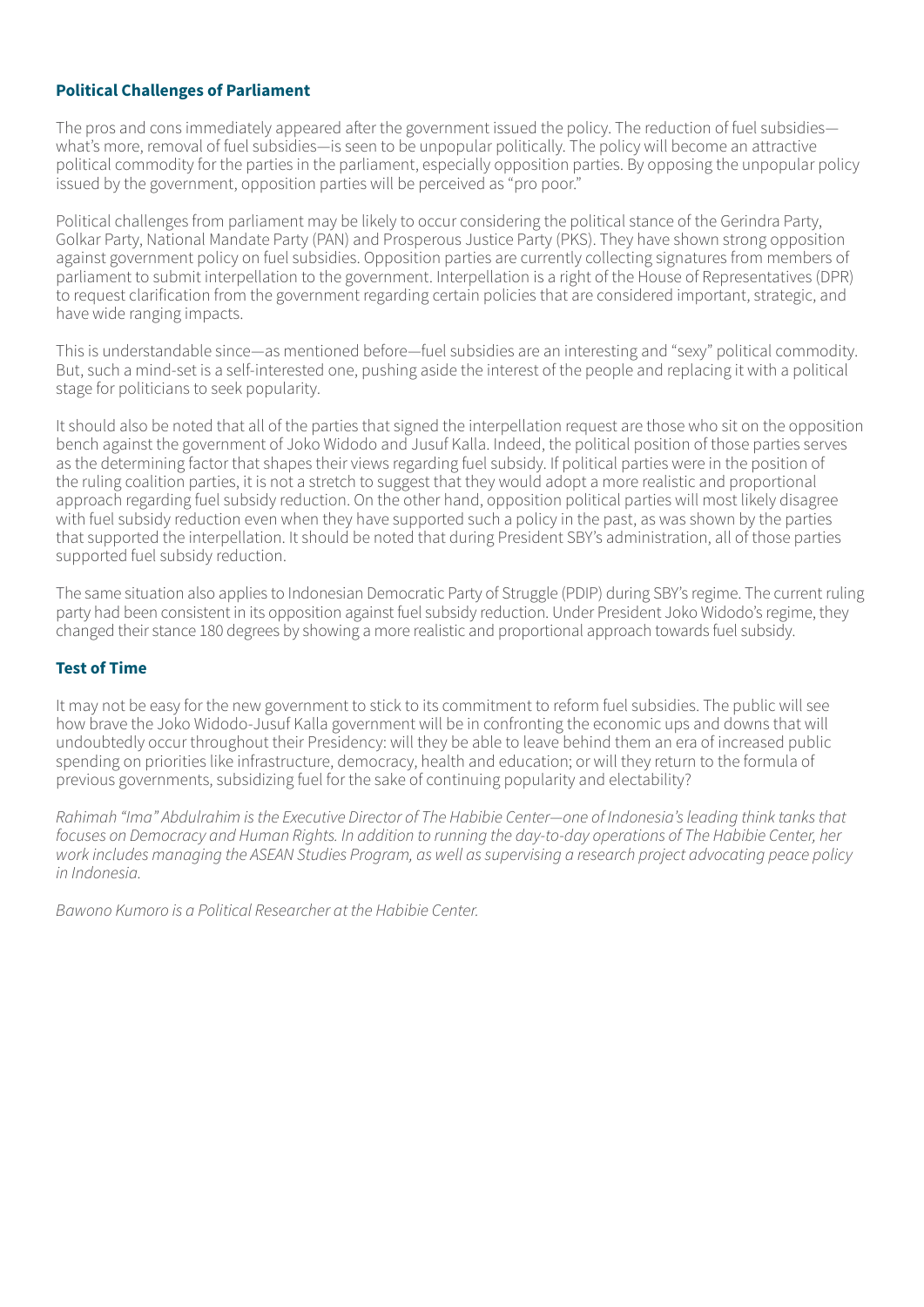### Political Challenges of Parliament

The pros and cons immediately appeared after the government issued the policy. The reduction of fuel subsidies—what's more, removal of fuel subsidies—is seen to be unpopular politically. The policy will become an attractive political commodity for the parties in the parliament, especially opposition parties. By opposing the unpopular policy issued by the government, opposition parties will be perceived as "pro poor."

Political challenges from parliament may be likely to occur considering the political stance of the Gerindra Party, Golkar Party, National Mandate Party (PAN) and Prosperous Justice Party (PKS). They have shown strong opposition against government policy on fuel subsidies. Opposition parties are currently collecting signatures from members of parliament to submit interpellation to the government. Interpellation is a right of the House of Representatives (DPR) to request clarification from the government regarding certain policies that are considered important, strategic, and have wide ranging impacts.

This is understandable since—as mentioned before—fuel subsidies are an interesting and "sexy" political commodity. But, such a mind-set is a self-interested one, pushing aside the interest of the people and replacing it with a political stage for politicians to seek popularity.

It should also be noted that all of the parties that signed the interpellation request are those who sit on the opposition bench against the government of Joko Widodo and Jusuf Kalla. Indeed, the political position of those parties serves as the determining factor that shapes their views regarding fuel subsidy. If political parties were in the position of the ruling coalition parties, it is not a stretch to suggest that they would adopt a more realistic and proportional approach regarding fuel subsidy reduction. On the other hand, opposition political parties will most likely disagree with fuel subsidy reduction even when they have supported such a policy in the past, as was shown by the parties that supported the interpellation. It should be noted that during President SBY's administration, all of those parties supported fuel subsidy reduction.

The same situation also applies to Indonesian Democratic Party of Struggle (PDIP) during SBY's regime. The current ruling party had been consistent in its opposition against fuel subsidy reduction. Under President Joko Widodo's regime, they changed their stance 180 degrees by showing a more realistic and proportional approach towards fuel subsidy.

### Test of Time

It may not be easy for the new government to stick to its commitment to reform fuel subsidies. The public will see how brave the Joko Widodo-Jusuf Kalla government will be in confronting the economic ups and downs that will undoubtedly occur throughout their Presidency: will they be able to leave behind them an era of increased public spending on priorities like infrastructure, democracy, health and education; or will they return to the formula of previous governments, subsidizing fuel for the sake of continuing popularity and electability?

*Rahimah "Ima" Abdulrahim is the Executive Director of The Habibie Center—one of Indonesia's leading think tanks that focuses on Democracy and Human Rights. In addition to running the day-to-day operations of The Habibie Center, her work includes managing the ASEAN Studies Program, as well as supervising a research project advocating peace policy in Indonesia.*

*Bawono Kumoro is a Political Researcher at the Habibie Center.*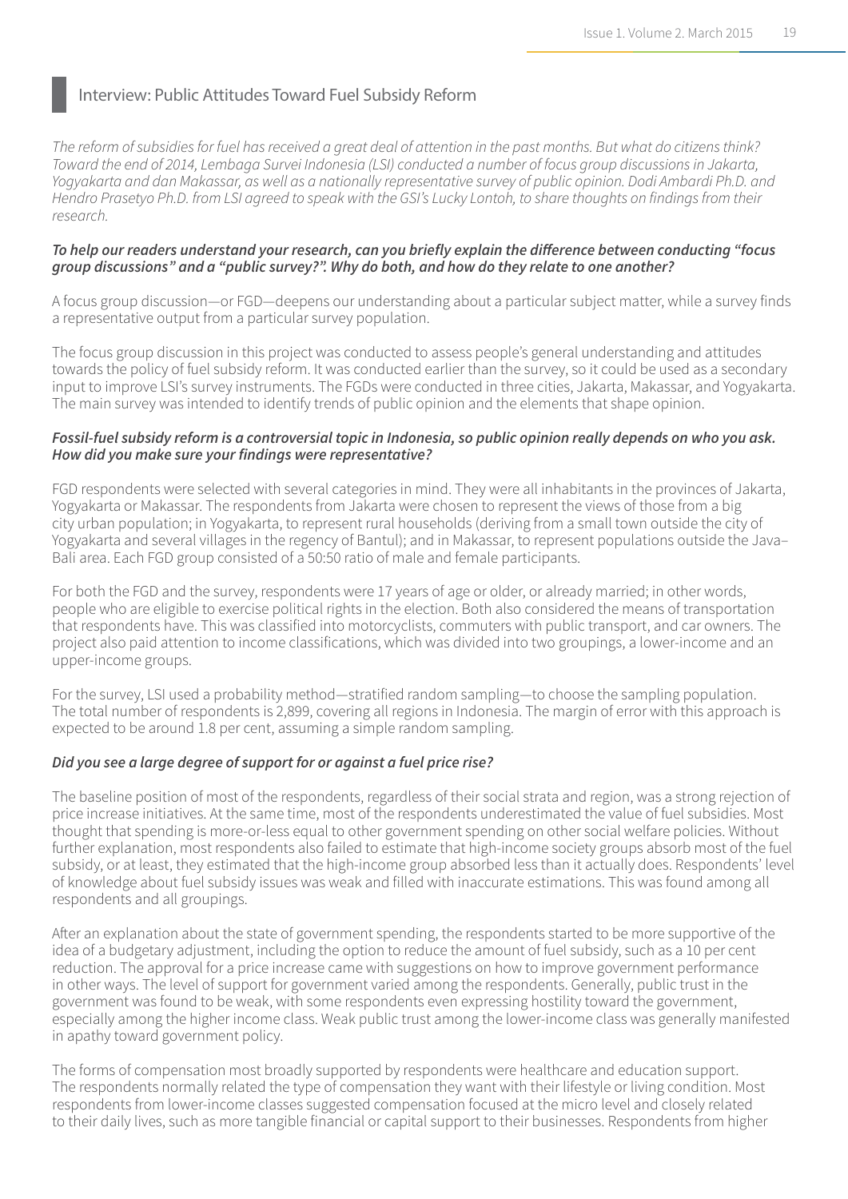## Interview: Public Attitudes Toward Fuel Subsidy Reform

*The reform of subsidies for fuel has received a great deal of attention in the past months. But what do citizens think? Toward the end of 2014, Lembaga Survei Indonesia (LSI) conducted a number of focus group discussions in Jakarta, Yogyakarta and dan Makassar, as well as a nationally representative survey of public opinion. Dodi Ambardi Ph.D. and Hendro Prasetyo Ph.D. from LSI agreed to speak with the GSI's Lucky Lontoh, to share thoughts on findings from their research.*

***To help our readers understand your research, can you briefly explain the difference between conducting "focus group discussions" and a "public survey?". Why do both, and how do they relate to one another?***

A focus group discussion—or FGD—deepens our understanding about a particular subject matter, while a survey finds a representative output from a particular survey population.

The focus group discussion in this project was conducted to assess people's general understanding and attitudes towards the policy of fuel subsidy reform. It was conducted earlier than the survey, so it could be used as a secondary input to improve LSI's survey instruments. The FGDs were conducted in three cities, Jakarta, Makassar, and Yogyakarta. The main survey was intended to identify trends of public opinion and the elements that shape opinion.

***Fossil-fuel subsidy reform is a controversial topic in Indonesia, so public opinion really depends on who you ask. How did you make sure your findings were representative?***

FGD respondents were selected with several categories in mind. They were all inhabitants in the provinces of Jakarta, Yogyakarta or Makassar. The respondents from Jakarta were chosen to represent the views of those from a big city urban population; in Yogyakarta, to represent rural households (deriving from a small town outside the city of Yogyakarta and several villages in the regency of Bantul); and in Makassar, to represent populations outside the Java–Bali area. Each FGD group consisted of a 50:50 ratio of male and female participants.

For both the FGD and the survey, respondents were 17 years of age or older, or already married; in other words, people who are eligible to exercise political rights in the election. Both also considered the means of transportation that respondents have. This was classified into motorcyclists, commuters with public transport, and car owners. The project also paid attention to income classifications, which was divided into two groupings, a lower-income and an upper-income groups.

For the survey, LSI used a probability method—stratified random sampling—to choose the sampling population. The total number of respondents is 2,899, covering all regions in Indonesia. The margin of error with this approach is expected to be around 1.8 per cent, assuming a simple random sampling.

***Did you see a large degree of support for or against a fuel price rise?***

The baseline position of most of the respondents, regardless of their social strata and region, was a strong rejection of price increase initiatives. At the same time, most of the respondents underestimated the value of fuel subsidies. Most thought that spending is more-or-less equal to other government spending on other social welfare policies. Without further explanation, most respondents also failed to estimate that high-income society groups absorb most of the fuel subsidy, or at least, they estimated that the high-income group absorbed less than it actually does. Respondents' level of knowledge about fuel subsidy issues was weak and filled with inaccurate estimations. This was found among all respondents and all groupings.

After an explanation about the state of government spending, the respondents started to be more supportive of the idea of a budgetary adjustment, including the option to reduce the amount of fuel subsidy, such as a 10 per cent reduction. The approval for a price increase came with suggestions on how to improve government performance in other ways. The level of support for government varied among the respondents. Generally, public trust in the government was found to be weak, with some respondents even expressing hostility toward the government, especially among the higher income class. Weak public trust among the lower-income class was generally manifested in apathy toward government policy.

The forms of compensation most broadly supported by respondents were healthcare and education support. The respondents normally related the type of compensation they want with their lifestyle or living condition. Most respondents from lower-income classes suggested compensation focused at the micro level and closely related to their daily lives, such as more tangible financial or capital support to their businesses. Respondents from higher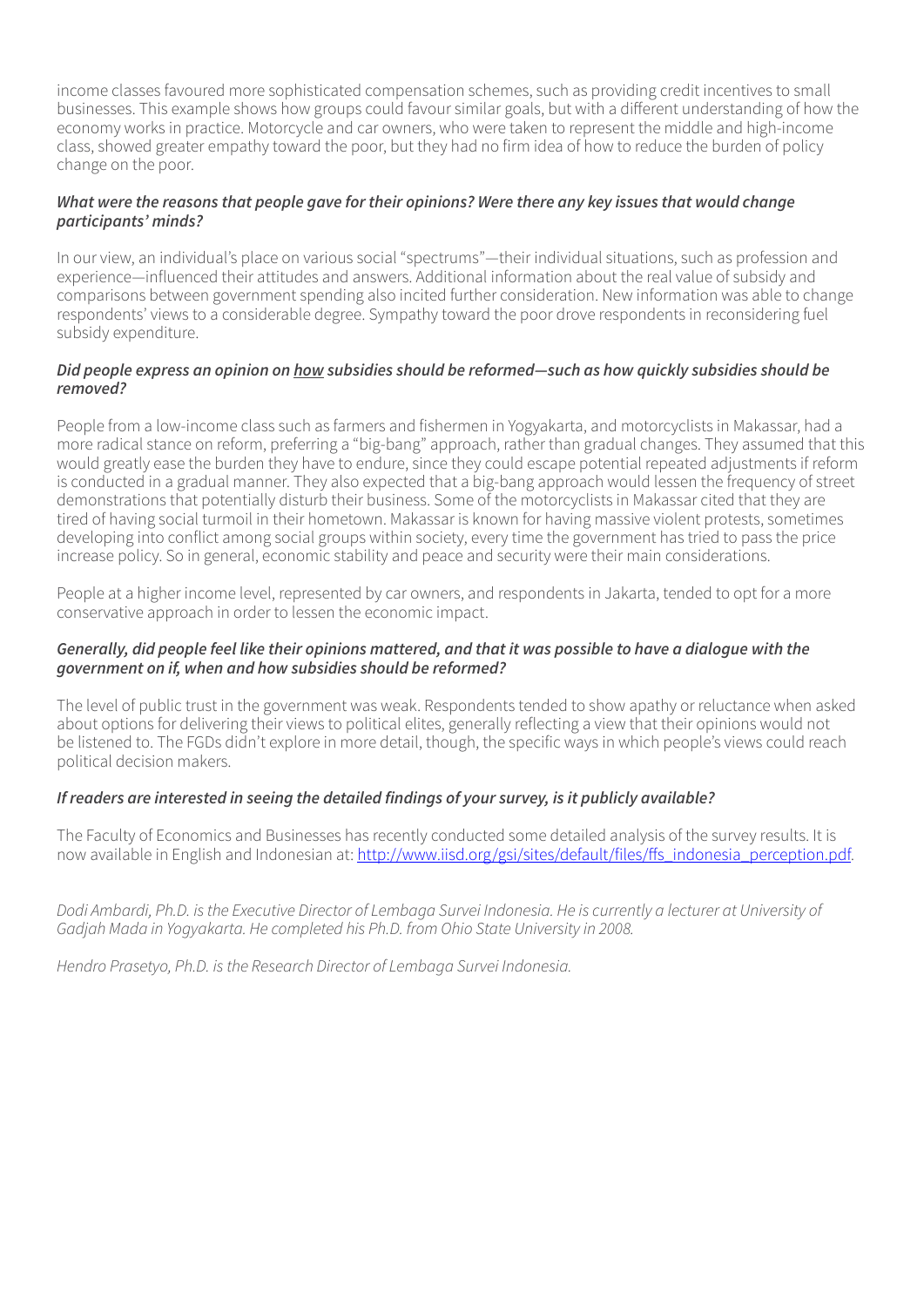income classes favoured more sophisticated compensation schemes, such as providing credit incentives to small businesses. This example shows how groups could favour similar goals, but with a different understanding of how the economy works in practice. Motorcycle and car owners, who were taken to represent the middle and high-income class, showed greater empathy toward the poor, but they had no firm idea of how to reduce the burden of policy change on the poor.

***What were the reasons that people gave for their opinions? Were there any key issues that would change participants' minds?***

In our view, an individual's place on various social "spectrums"—their individual situations, such as profession and experience—influenced their attitudes and answers. Additional information about the real value of subsidy and comparisons between government spending also incited further consideration. New information was able to change respondents' views to a considerable degree. Sympathy toward the poor drove respondents in reconsidering fuel subsidy expenditure.

***Did people express an opinion on <u>how</u> subsidies should be reformed—such as how quickly subsidies should be removed?***

People from a low-income class such as farmers and fishermen in Yogyakarta, and motorcyclists in Makassar, had a more radical stance on reform, preferring a "big-bang" approach, rather than gradual changes. They assumed that this would greatly ease the burden they have to endure, since they could escape potential repeated adjustments if reform is conducted in a gradual manner. They also expected that a big-bang approach would lessen the frequency of street demonstrations that potentially disturb their business. Some of the motorcyclists in Makassar cited that they are tired of having social turmoil in their hometown. Makassar is known for having massive violent protests, sometimes developing into conflict among social groups within society, every time the government has tried to pass the price increase policy. So in general, economic stability and peace and security were their main considerations.

People at a higher income level, represented by car owners, and respondents in Jakarta, tended to opt for a more conservative approach in order to lessen the economic impact.

***Generally, did people feel like their opinions mattered, and that it was possible to have a dialogue with the government on if, when and how subsidies should be reformed?***

The level of public trust in the government was weak. Respondents tended to show apathy or reluctance when asked about options for delivering their views to political elites, generally reflecting a view that their opinions would not be listened to. The FGDs didn't explore in more detail, though, the specific ways in which people's views could reach political decision makers.

***If readers are interested in seeing the detailed findings of your survey, is it publicly available?***

The Faculty of Economics and Businesses has recently conducted some detailed analysis of the survey results. It is now available in English and Indonesian at: [http://www.iisd.org/gsi/sites/default/files/ffs_indonesia_perception.pdf](http://www.iisd.org/gsi/sites/default/files/ffs_indonesia_perception.pdf).

*Dodi Ambardi, Ph.D. is the Executive Director of Lembaga Survei Indonesia. He is currently a lecturer at University of Gadjah Mada in Yogyakarta. He completed his Ph.D. from Ohio State University in 2008.*

*Hendro Prasetyo, Ph.D. is the Research Director of Lembaga Survei Indonesia.*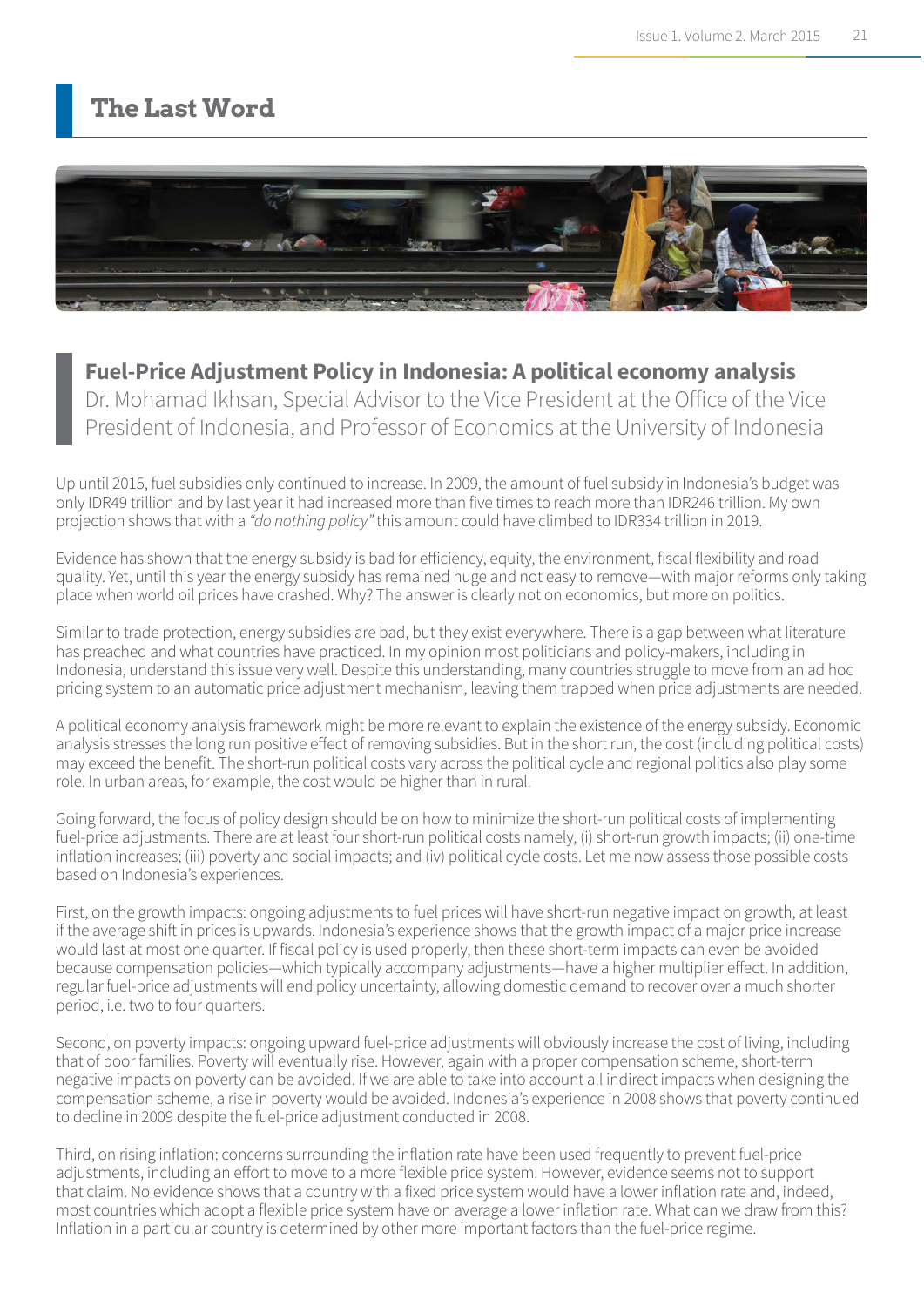# The Last Word

## Fuel-Price Adjustment Policy in Indonesia: A political economy analysis

Dr. Mohamad Ikhsan, Special Advisor to the Vice President at the Office of the Vice President of Indonesia, and Professor of Economics at the University of Indonesia

Up until 2015, fuel subsidies only continued to increase. In 2009, the amount of fuel subsidy in Indonesia's budget was only IDR49 trillion and by last year it had increased more than five times to reach more than IDR246 trillion. My own projection shows that with a *"do nothing policy"* this amount could have climbed to IDR334 trillion in 2019.

Evidence has shown that the energy subsidy is bad for efficiency, equity, the environment, fiscal flexibility and road quality. Yet, until this year the energy subsidy has remained huge and not easy to remove—with major reforms only taking place when world oil prices have crashed. Why? The answer is clearly not on economics, but more on politics.

Similar to trade protection, energy subsidies are bad, but they exist everywhere. There is a gap between what literature has preached and what countries have practiced. In my opinion most politicians and policy-makers, including in Indonesia, understand this issue very well. Despite this understanding, many countries struggle to move from an ad hoc pricing system to an automatic price adjustment mechanism, leaving them trapped when price adjustments are needed.

A political economy analysis framework might be more relevant to explain the existence of the energy subsidy. Economic analysis stresses the long run positive effect of removing subsidies. But in the short run, the cost (including political costs) may exceed the benefit. The short-run political costs vary across the political cycle and regional politics also play some role. In urban areas, for example, the cost would be higher than in rural.

Going forward, the focus of policy design should be on how to minimize the short-run political costs of implementing fuel-price adjustments. There are at least four short-run political costs namely, (i) short-run growth impacts; (ii) one-time inflation increases; (iii) poverty and social impacts; and (iv) political cycle costs. Let me now assess those possible costs based on Indonesia's experiences.

First, on the growth impacts: ongoing adjustments to fuel prices will have short-run negative impact on growth, at least if the average shift in prices is upwards. Indonesia's experience shows that the growth impact of a major price increase would last at most one quarter. If fiscal policy is used properly, then these short-term impacts can even be avoided because compensation policies—which typically accompany adjustments—have a higher multiplier effect. In addition, regular fuel-price adjustments will end policy uncertainty, allowing domestic demand to recover over a much shorter period, i.e. two to four quarters.

Second, on poverty impacts: ongoing upward fuel-price adjustments will obviously increase the cost of living, including that of poor families. Poverty will eventually rise. However, again with a proper compensation scheme, short-term negative impacts on poverty can be avoided. If we are able to take into account all indirect impacts when designing the compensation scheme, a rise in poverty would be avoided. Indonesia's experience in 2008 shows that poverty continued to decline in 2009 despite the fuel-price adjustment conducted in 2008.

Third, on rising inflation: concerns surrounding the inflation rate have been used frequently to prevent fuel-price adjustments, including an effort to move to a more flexible price system. However, evidence seems not to support that claim. No evidence shows that a country with a fixed price system would have a lower inflation rate and, indeed, most countries which adopt a flexible price system have on average a lower inflation rate. What can we draw from this? Inflation in a particular country is determined by other more important factors than the fuel-price regime.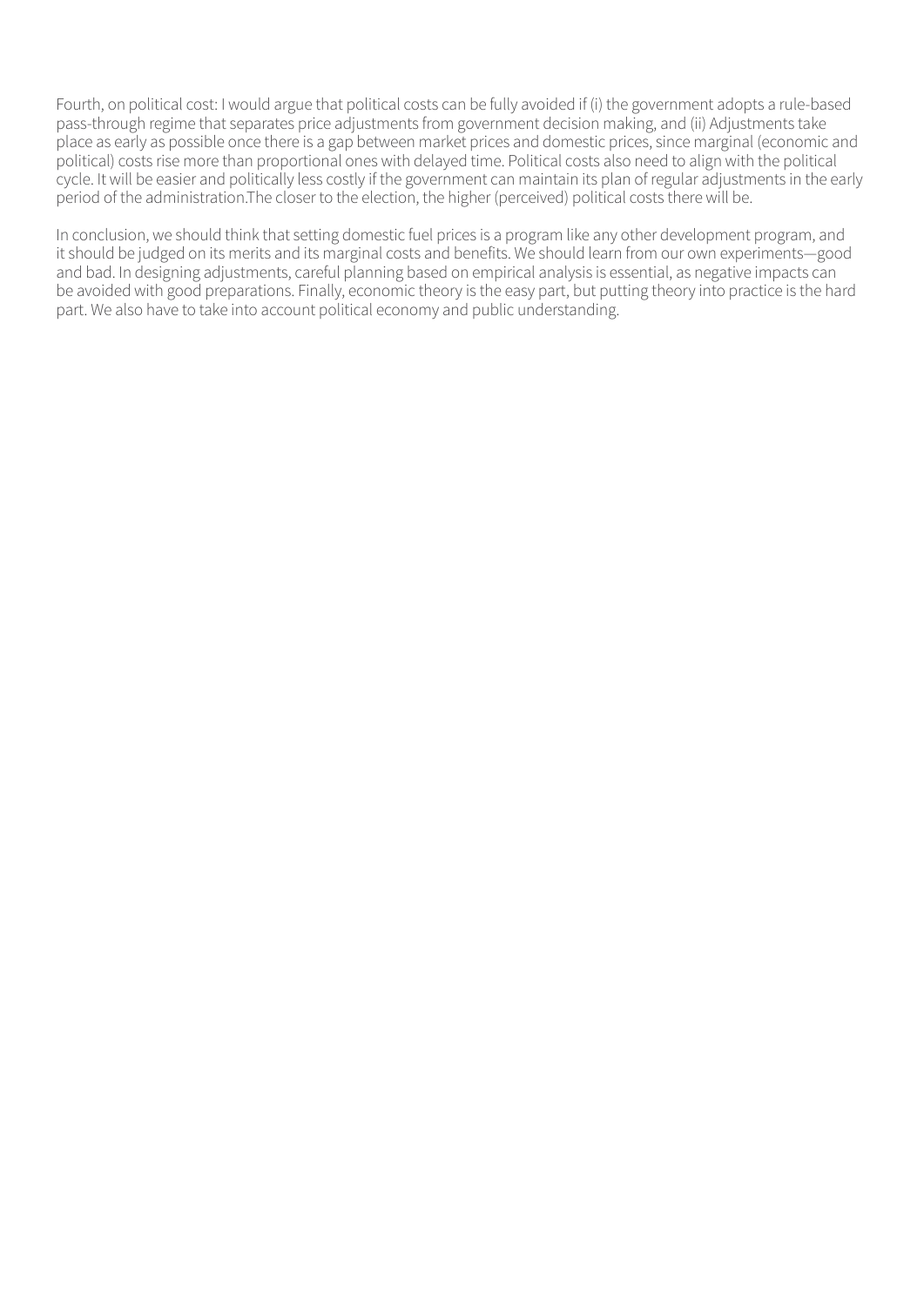Fourth, on political cost: I would argue that political costs can be fully avoided if (i) the government adopts a rule-based pass-through regime that separates price adjustments from government decision making, and (ii) Adjustments take place as early as possible once there is a gap between market prices and domestic prices, since marginal (economic and political) costs rise more than proportional ones with delayed time. Political costs also need to align with the political cycle. It will be easier and politically less costly if the government can maintain its plan of regular adjustments in the early period of the administration.The closer to the election, the higher (perceived) political costs there will be.

In conclusion, we should think that setting domestic fuel prices is a program like any other development program, and it should be judged on its merits and its marginal costs and benefits. We should learn from our own experiments—good and bad. In designing adjustments, careful planning based on empirical analysis is essential, as negative impacts can be avoided with good preparations. Finally, economic theory is the easy part, but putting theory into practice is the hard part. We also have to take into account political economy and public understanding.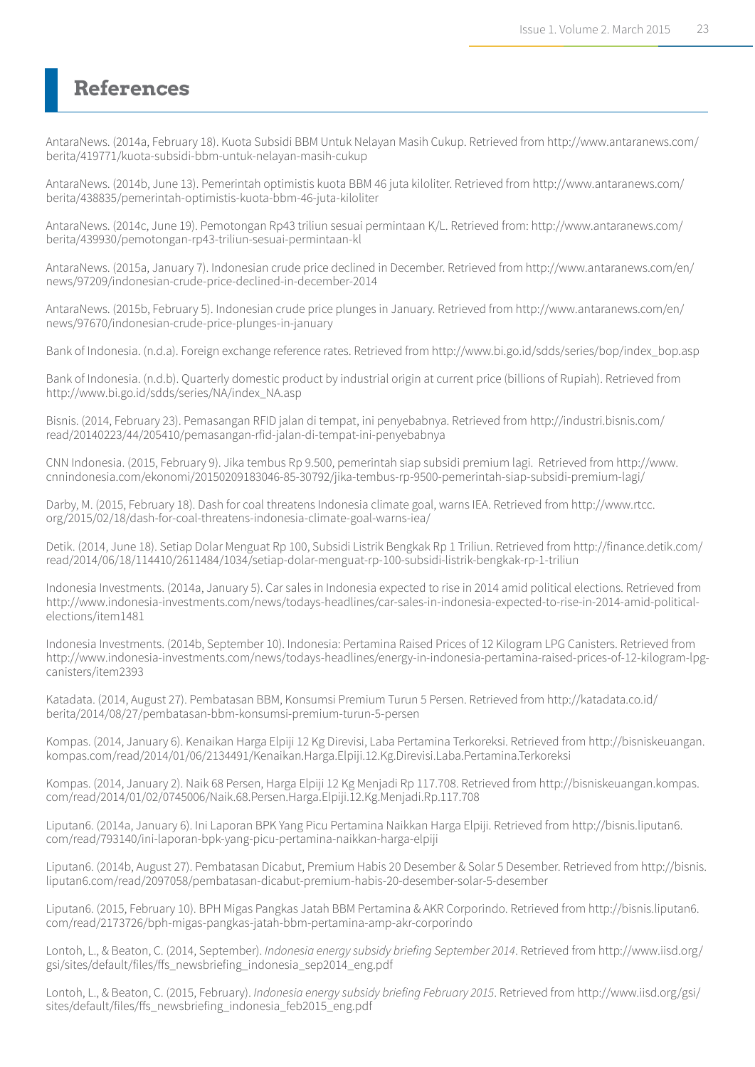# References

AntaraNews. (2014a, February 18). Kuota Subsidi BBM Untuk Nelayan Masih Cukup. Retrieved from http://www.antaranews.com/berita/419771/kuota-subsidi-bbm-untuk-nelayan-masih-cukup

AntaraNews. (2014b, June 13). Pemerintah optimistis kuota BBM 46 juta kiloliter. Retrieved from http://www.antaranews.com/berita/438835/pemerintah-optimistis-kuota-bbm-46-juta-kiloliter

AntaraNews. (2014c, June 19). Pemotongan Rp43 triliun sesuai permintaan K/L. Retrieved from: http://www.antaranews.com/berita/439930/pemotongan-rp43-triliun-sesuai-permintaan-kl

AntaraNews. (2015a, January 7). Indonesian crude price declined in December. Retrieved from http://www.antaranews.com/en/news/97209/indonesian-crude-price-declined-in-december-2014

AntaraNews. (2015b, February 5). Indonesian crude price plunges in January. Retrieved from http://www.antaranews.com/en/news/97670/indonesian-crude-price-plunges-in-january

Bank of Indonesia. (n.d.a). Foreign exchange reference rates. Retrieved from http://www.bi.go.id/sdds/series/bop/index_bop.asp

Bank of Indonesia. (n.d.b). Quarterly domestic product by industrial origin at current price (billions of Rupiah). Retrieved from http://www.bi.go.id/sdds/series/NA/index_NA.asp

Bisnis. (2014, February 23). Pemasangan RFID jalan di tempat, ini penyebabnya. Retrieved from http://industri.bisnis.com/read/20140223/44/205410/pemasangan-rfid-jalan-di-tempat-ini-penyebabnya

CNN Indonesia. (2015, February 9). Jika tembus Rp 9.500, pemerintah siap subsidi premium lagi. Retrieved from http://www.cnnindonesia.com/ekonomi/20150209183046-85-30792/jika-tembus-rp-9500-pemerintah-siap-subsidi-premium-lagi/

Darby, M. (2015, February 18). Dash for coal threatens Indonesia climate goal, warns IEA. Retrieved from http://www.rtcc.org/2015/02/18/dash-for-coal-threatens-indonesia-climate-goal-warns-iea/

Detik. (2014, June 18). Setiap Dolar Menguat Rp 100, Subsidi Listrik Bengkak Rp 1 Triliun. Retrieved from http://finance.detik.com/read/2014/06/18/114410/2611484/1034/setiap-dolar-menguat-rp-100-subsidi-listrik-bengkak-rp-1-triliun

Indonesia Investments. (2014a, January 5). Car sales in Indonesia expected to rise in 2014 amid political elections. Retrieved from http://www.indonesia-investments.com/news/todays-headlines/car-sales-in-indonesia-expected-to-rise-in-2014-amid-political-elections/item1481

Indonesia Investments. (2014b, September 10). Indonesia: Pertamina Raised Prices of 12 Kilogram LPG Canisters. Retrieved from http://www.indonesia-investments.com/news/todays-headlines/energy-in-indonesia-pertamina-raised-prices-of-12-kilogram-lpg-canisters/item2393

Katadata. (2014, August 27). Pembatasan BBM, Konsumsi Premium Turun 5 Persen. Retrieved from http://katadata.co.id/berita/2014/08/27/pembatasan-bbm-konsumsi-premium-turun-5-persen

Kompas. (2014, January 6). Kenaikan Harga Elpiji 12 Kg Direvisi, Laba Pertamina Terkoreksi. Retrieved from http://bisniskeuangan.kompas.com/read/2014/01/06/2134491/Kenaikan.Harga.Elpiji.12.Kg.Direvisi.Laba.Pertamina.Terkoreksi

Kompas. (2014, January 2). Naik 68 Persen, Harga Elpiji 12 Kg Menjadi Rp 117.708. Retrieved from http://bisniskeuangan.kompas.com/read/2014/01/02/0745006/Naik.68.Persen.Harga.Elpiji.12.Kg.Menjadi.Rp.117.708

Liputan6. (2014a, January 6). Ini Laporan BPK Yang Picu Pertamina Naikkan Harga Elpiji. Retrieved from http://bisnis.liputan6.com/read/793140/ini-laporan-bpk-yang-picu-pertamina-naikkan-harga-elpiji

Liputan6. (2014b, August 27). Pembatasan Dicabut, Premium Habis 20 Desember & Solar 5 Desember. Retrieved from http://bisnis.liputan6.com/read/2097058/pembatasan-dicabut-premium-habis-20-desember-solar-5-desember

Liputan6. (2015, February 10). BPH Migas Pangkas Jatah BBM Pertamina & AKR Corporindo. Retrieved from http://bisnis.liputan6.com/read/2173726/bph-migas-pangkas-jatah-bbm-pertamina-amp-akr-corporindo

Lontoh, L., & Beaton, C. (2014, September). *Indonesia energy subsidy briefing September 2014*. Retrieved from http://www.iisd.org/gsi/sites/default/files/ffs_newsbriefing_indonesia_sep2014_eng.pdf

Lontoh, L., & Beaton, C. (2015, February). *Indonesia energy subsidy briefing February 2015*. Retrieved from http://www.iisd.org/gsi/sites/default/files/ffs_newsbriefing_indonesia_feb2015_eng.pdf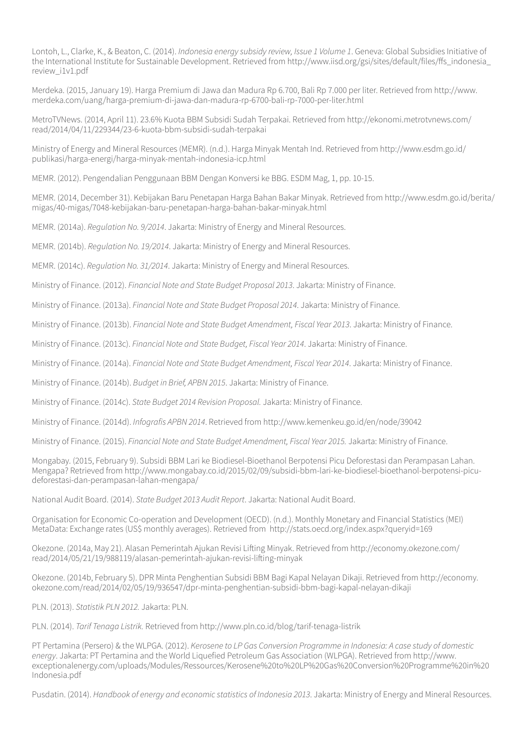Lontoh, L., Clarke, K., & Beaton, C. (2014). *Indonesia energy subsidy review, Issue 1 Volume 1*. Geneva: Global Subsidies Initiative of the International Institute for Sustainable Development. Retrieved from http://www.iisd.org/gsi/sites/default/files/ffs_indonesia_review_i1v1.pdf

Merdeka. (2015, January 19). Harga Premium di Jawa dan Madura Rp 6.700, Bali Rp 7.000 per liter. Retrieved from http://www.merdeka.com/uang/harga-premium-di-jawa-dan-madura-rp-6700-bali-rp-7000-per-liter.html

MetroTVNews. (2014, April 11). 23.6% Kuota BBM Subsidi Sudah Terpakai. Retrieved from http://ekonomi.metrotvnews.com/read/2014/04/11/229344/23-6-kuota-bbm-subsidi-sudah-terpakai

Ministry of Energy and Mineral Resources (MEMR). (n.d.). Harga Minyak Mentah Ind. Retrieved from http://www.esdm.go.id/publikasi/harga-energi/harga-minyak-mentah-indonesia-icp.html

MEMR. (2012). Pengendalian Penggunaan BBM Dengan Konversi ke BBG. ESDM Mag, 1, pp. 10-15.

MEMR. (2014, December 31). Kebijakan Baru Penetapan Harga Bahan Bakar Minyak. Retrieved from http://www.esdm.go.id/berita/migas/40-migas/7048-kebijakan-baru-penetapan-harga-bahan-bakar-minyak.html

MEMR. (2014a). *Regulation No. 9/2014*. Jakarta: Ministry of Energy and Mineral Resources.

MEMR. (2014b). *Regulation No. 19/2014*. Jakarta: Ministry of Energy and Mineral Resources.

MEMR. (2014c). *Regulation No. 31/2014*. Jakarta: Ministry of Energy and Mineral Resources.

Ministry of Finance. (2012). *Financial Note and State Budget Proposal 2013*. Jakarta: Ministry of Finance.

Ministry of Finance. (2013a). *Financial Note and State Budget Proposal 2014*. Jakarta: Ministry of Finance.

Ministry of Finance. (2013b). *Financial Note and State Budget Amendment, Fiscal Year 2013*. Jakarta: Ministry of Finance.

Ministry of Finance. (2013c). *Financial Note and State Budget, Fiscal Year 2014*. Jakarta: Ministry of Finance.

Ministry of Finance. (2014a). *Financial Note and State Budget Amendment, Fiscal Year 2014*. Jakarta: Ministry of Finance.

Ministry of Finance. (2014b). *Budget in Brief, APBN 2015*. Jakarta: Ministry of Finance.

Ministry of Finance. (2014c). *State Budget 2014 Revision Proposal*. Jakarta: Ministry of Finance.

Ministry of Finance. (2014d). *Infografis APBN 2014*. Retrieved from http://www.kemenkeu.go.id/en/node/39042

Ministry of Finance. (2015). *Financial Note and State Budget Amendment, Fiscal Year 2015*. Jakarta: Ministry of Finance.

Mongabay. (2015, February 9). Subsidi BBM Lari ke Biodiesel-Bioethanol Berpotensi Picu Deforestasi dan Perampasan Lahan. Mengapa? Retrieved from http://www.mongabay.co.id/2015/02/09/subsidi-bbm-lari-ke-biodiesel-bioethanol-berpotensi-picu-deforestasi-dan-perampasan-lahan-mengapa/

National Audit Board. (2014). *State Budget 2013 Audit Report*. Jakarta: National Audit Board.

Organisation for Economic Co-operation and Development (OECD). (n.d.). Monthly Monetary and Financial Statistics (MEI) MetaData: Exchange rates (US$ monthly averages). Retrieved from http://stats.oecd.org/index.aspx?queryid=169

Okezone. (2014a, May 21). Alasan Pemerintah Ajukan Revisi Lifting Minyak. Retrieved from http://economy.okezone.com/read/2014/05/21/19/988119/alasan-pemerintah-ajukan-revisi-lifting-minyak

Okezone. (2014b, February 5). DPR Minta Penghentian Subsidi BBM Bagi Kapal Nelayan Dikaji. Retrieved from http://economy.okezone.com/read/2014/02/05/19/936547/dpr-minta-penghentian-subsidi-bbm-bagi-kapal-nelayan-dikaji

PLN. (2013). *Statistik PLN 2012*. Jakarta: PLN.

PLN. (2014). *Tarif Tenaga Listrik*. Retrieved from http://www.pln.co.id/blog/tarif-tenaga-listrik

PT Pertamina (Persero) & the WLPGA. (2012). *Kerosene to LP Gas Conversion Programme in Indonesia: A case study of domestic energy*. Jakarta: PT Pertamina and the World Liquefied Petroleum Gas Association (WLPGA). Retrieved from http://www.exceptionalenergy.com/uploads/Modules/Ressources/Kerosene%20to%20LP%20Gas%20Conversion%20Programme%20in%20Indonesia.pdf

Pusdatin. (2014). *Handbook of energy and economic statistics of Indonesia 2013*. Jakarta: Ministry of Energy and Mineral Resources.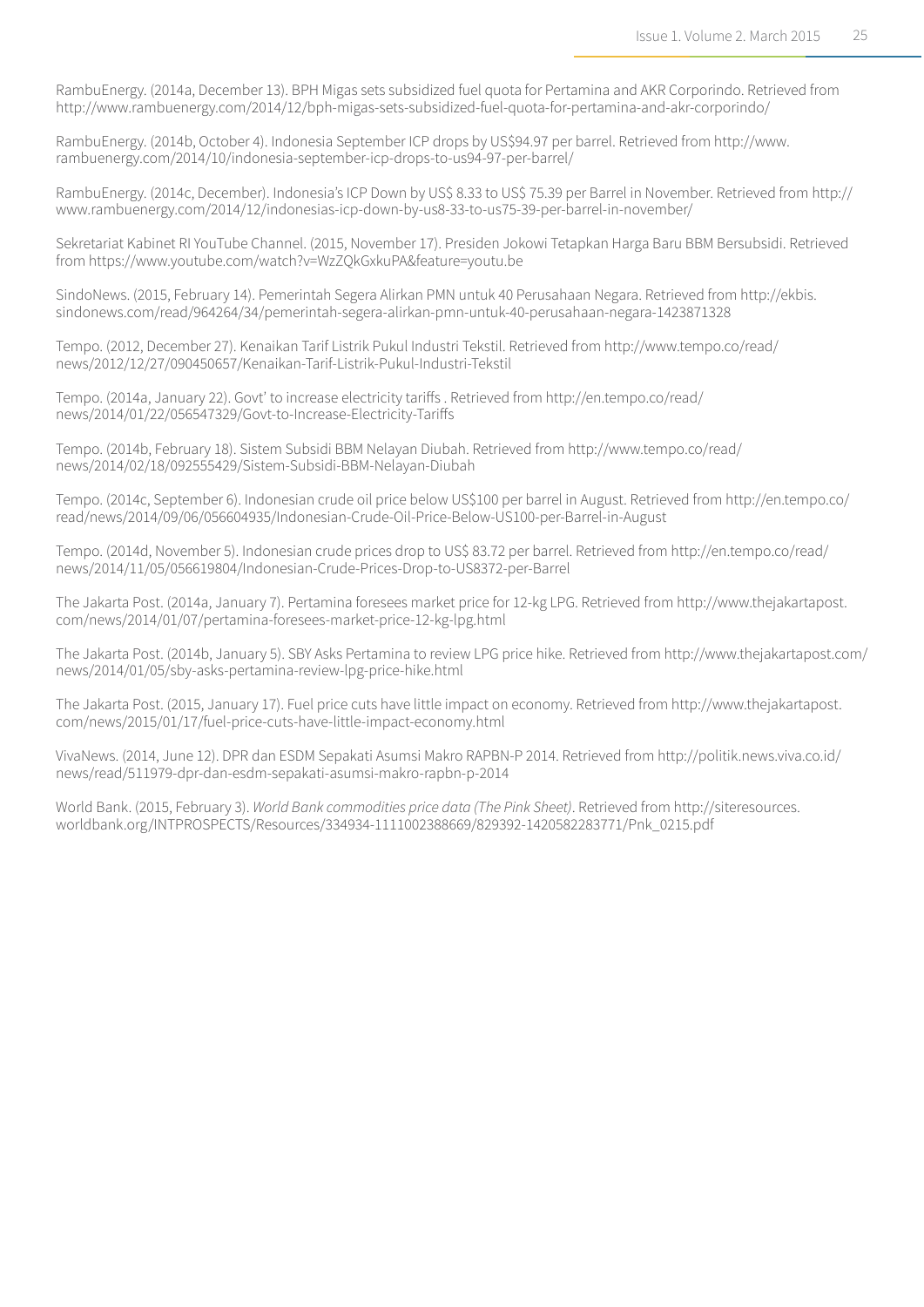RambuEnergy. (2014a, December 13). BPH Migas sets subsidized fuel quota for Pertamina and AKR Corporindo. Retrieved from http://www.rambuenergy.com/2014/12/bph-migas-sets-subsidized-fuel-quota-for-pertamina-and-akr-corporindo/

RambuEnergy. (2014b, October 4). Indonesia September ICP drops by US$94.97 per barrel. Retrieved from http://www.rambuenergy.com/2014/10/indonesia-september-icp-drops-to-us94-97-per-barrel/

RambuEnergy. (2014c, December). Indonesia's ICP Down by US$ 8.33 to US$ 75.39 per Barrel in November. Retrieved from http://www.rambuenergy.com/2014/12/indonesias-icp-down-by-us8-33-to-us75-39-per-barrel-in-november/

Sekretariat Kabinet RI YouTube Channel. (2015, November 17). Presiden Jokowi Tetapkan Harga Baru BBM Bersubsidi. Retrieved from https://www.youtube.com/watch?v=WzZQkGxkuPA&feature=youtu.be

SindoNews. (2015, February 14). Pemerintah Segera Alirkan PMN untuk 40 Perusahaan Negara. Retrieved from http://ekbis.sindonews.com/read/964264/34/pemerintah-segera-alirkan-pmn-untuk-40-perusahaan-negara-1423871328

Tempo. (2012, December 27). Kenaikan Tarif Listrik Pukul Industri Tekstil. Retrieved from http://www.tempo.co/read/news/2012/12/27/090450657/Kenaikan-Tarif-Listrik-Pukul-Industri-Tekstil

Tempo. (2014a, January 22). Govt' to increase electricity tariffs . Retrieved from http://en.tempo.co/read/news/2014/01/22/056547329/Govt-to-Increase-Electricity-Tariffs

Tempo. (2014b, February 18). Sistem Subsidi BBM Nelayan Diubah. Retrieved from http://www.tempo.co/read/news/2014/02/18/092555429/Sistem-Subsidi-BBM-Nelayan-Diubah

Tempo. (2014c, September 6). Indonesian crude oil price below US$100 per barrel in August. Retrieved from http://en.tempo.co/read/news/2014/09/06/056604935/Indonesian-Crude-Oil-Price-Below-US100-per-Barrel-in-August

Tempo. (2014d, November 5). Indonesian crude prices drop to US$ 83.72 per barrel. Retrieved from http://en.tempo.co/read/news/2014/11/05/056619804/Indonesian-Crude-Prices-Drop-to-US8372-per-Barrel

The Jakarta Post. (2014a, January 7). Pertamina foresees market price for 12-kg LPG. Retrieved from http://www.thejakartapost.com/news/2014/01/07/pertamina-foresees-market-price-12-kg-lpg.html

The Jakarta Post. (2014b, January 5). SBY Asks Pertamina to review LPG price hike. Retrieved from http://www.thejakartapost.com/news/2014/01/05/sby-asks-pertamina-review-lpg-price-hike.html

The Jakarta Post. (2015, January 17). Fuel price cuts have little impact on economy. Retrieved from http://www.thejakartapost.com/news/2015/01/17/fuel-price-cuts-have-little-impact-economy.html

VivaNews. (2014, June 12). DPR dan ESDM Sepakati Asumsi Makro RAPBN-P 2014. Retrieved from http://politik.news.viva.co.id/news/read/511979-dpr-dan-esdm-sepakati-asumsi-makro-rapbn-p-2014

World Bank. (2015, February 3). *World Bank commodities price data (The Pink Sheet)*. Retrieved from http://siteresources.worldbank.org/INTPROSPECTS/Resources/334934-1111002388669/829392-1420582283771/Pnk_0215.pdf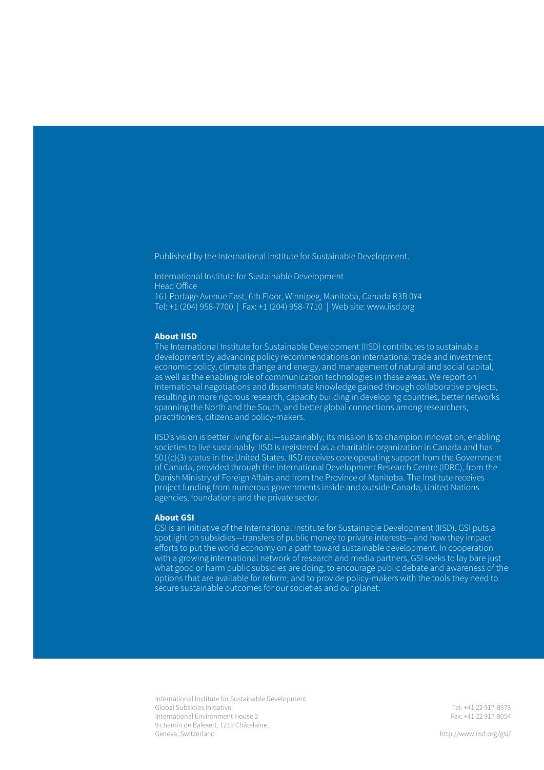Published by the International Institute for Sustainable Development.

International Institute for Sustainable Development
Head Office
161 Portage Avenue East, 6th Floor, Winnipeg, Manitoba, Canada R3B 0Y4
Tel: +1 (204) 958-7700 | Fax: +1 (204) 958-7710 | Web site: www.iisd.org

**About IISD**

The International Institute for Sustainable Development (IISD) contributes to sustainable development by advancing policy recommendations on international trade and investment, economic policy, climate change and energy, and management of natural and social capital, as well as the enabling role of communication technologies in these areas. We report on international negotiations and disseminate knowledge gained through collaborative projects, resulting in more rigorous research, capacity building in developing countries, better networks spanning the North and the South, and better global connections among researchers, practitioners, citizens and policy-makers.

IISD's vision is better living for all—sustainably; its mission is to champion innovation, enabling societies to live sustainably. IISD is registered as a charitable organization in Canada and has 501(c)(3) status in the United States. IISD receives core operating support from the Government of Canada, provided through the International Development Research Centre (IDRC), from the Danish Ministry of Foreign Affairs and from the Province of Manitoba. The Institute receives project funding from numerous governments inside and outside Canada, United Nations agencies, foundations and the private sector.

**About GSI**

GSI is an initiative of the International Institute for Sustainable Development (IISD). GSI puts a spotlight on subsidies—transfers of public money to private interests—and how they impact efforts to put the world economy on a path toward sustainable development. In cooperation with a growing international network of research and media partners, GSI seeks to lay bare just what good or harm public subsidies are doing; to encourage public debate and awareness of the options that are available for reform; and to provide policy-makers with the tools they need to secure sustainable outcomes for our societies and our planet.

International Institute for Sustainable Development
Global Subsidies Initiative
International Environment House 2
9 chemin de Balexert, 1219 Châtelaine,
Geneva, Switzerland

Tel: +41 22 917-8373
Fax: +41 22 917-8054

http://www.iisd.org/gsi/